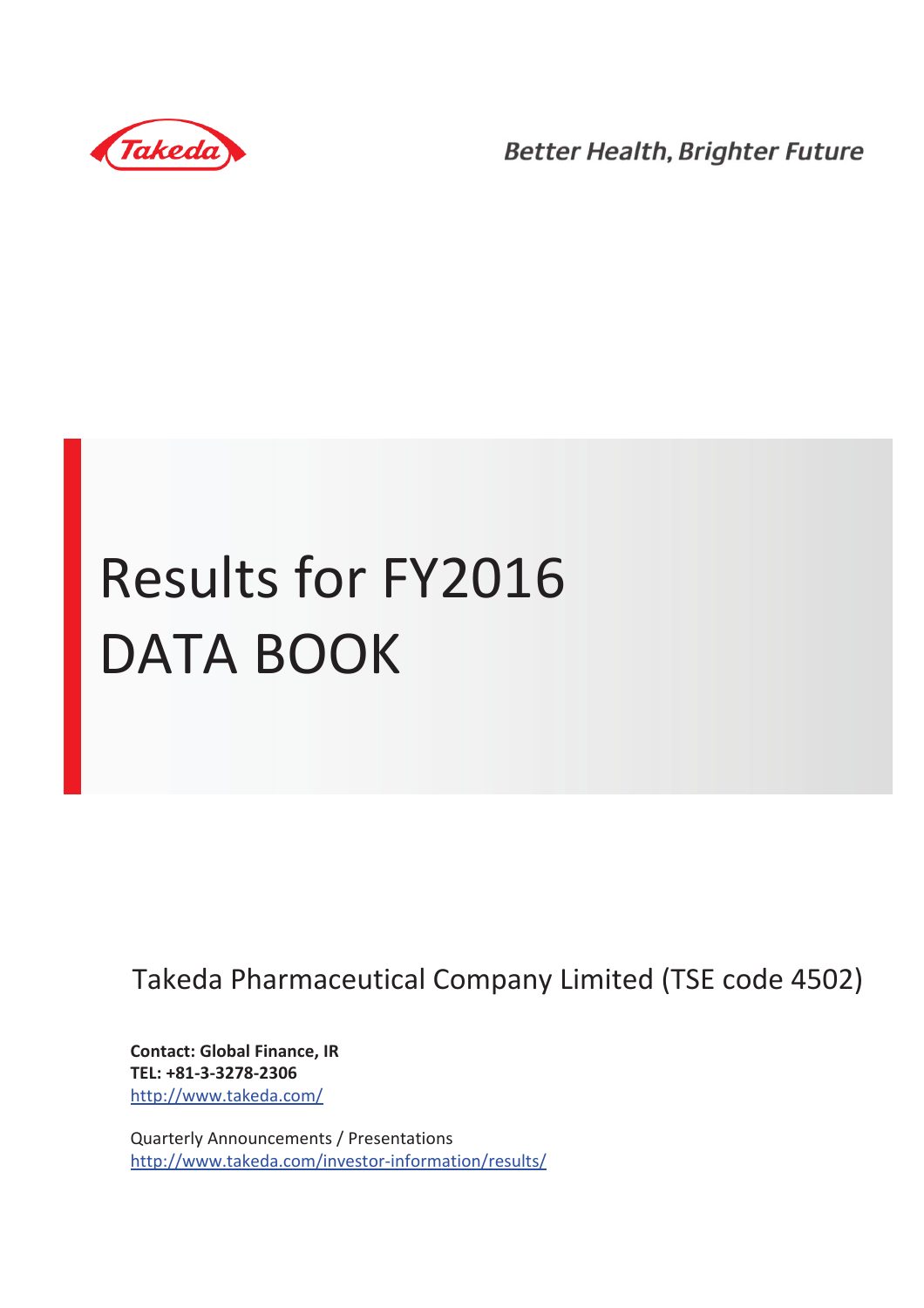Takeda

Better Health, Brighter Future

# Results for FY2016
# DATA BOOK

Takeda Pharmaceutical Company Limited (TSE code 4502)

**Contact: Global Finance, IR**
**TEL: +81-3-3278-2306**
http://www.takeda.com/

Quarterly Announcements / Presentations
http://www.takeda.com/investor-information/results/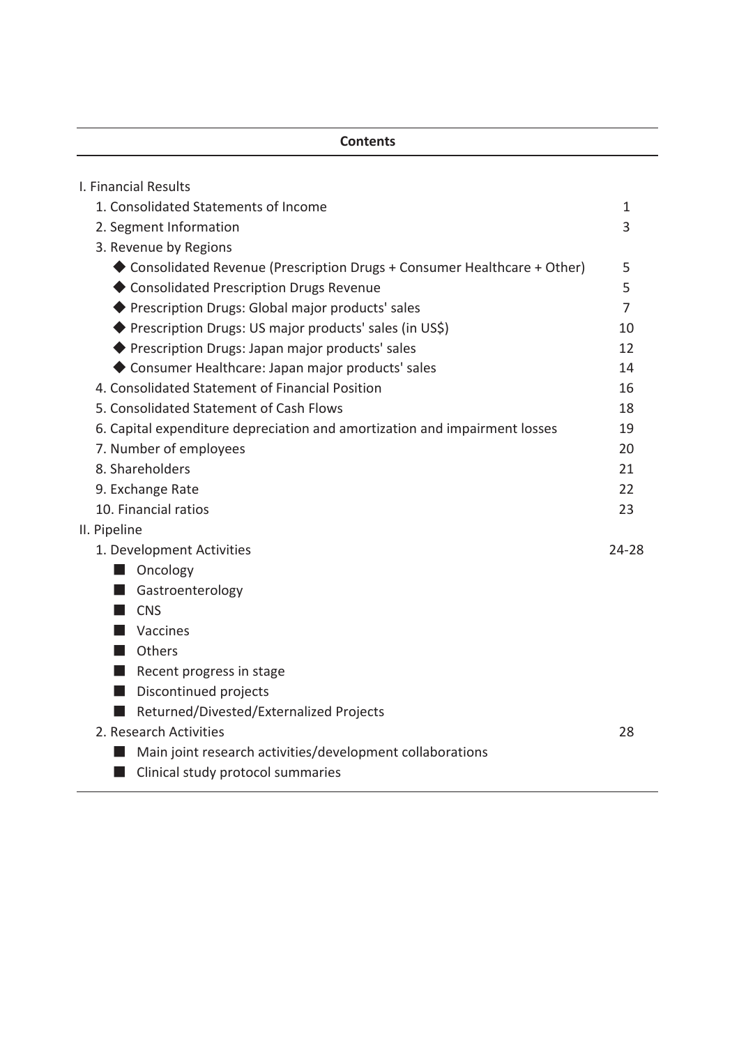## Contents

| | |
|---|---|
| I. Financial Results | |
| 1. Consolidated Statements of Income | 1 |
| 2. Segment Information | 3 |
| 3. Revenue by Regions | |
| ◆ Consolidated Revenue (Prescription Drugs + Consumer Healthcare + Other) | 5 |
| ◆ Consolidated Prescription Drugs Revenue | 5 |
| ◆ Prescription Drugs: Global major products' sales | 7 |
| ◆ Prescription Drugs: US major products' sales (in US$) | 10 |
| ◆ Prescription Drugs: Japan major products' sales | 12 |
| ◆ Consumer Healthcare: Japan major products' sales | 14 |
| 4. Consolidated Statement of Financial Position | 16 |
| 5. Consolidated Statement of Cash Flows | 18 |
| 6. Capital expenditure depreciation and amortization and impairment losses | 19 |
| 7. Number of employees | 20 |
| 8. Shareholders | 21 |
| 9. Exchange Rate | 22 |
| 10. Financial ratios | 23 |
| II. Pipeline | |
| 1. Development Activities | 24-28 |
| ■ Oncology | |
| ■ Gastroenterology | |
| ■ CNS | |
| ■ Vaccines | |
| ■ Others | |
| ■ Recent progress in stage | |
| ■ Discontinued projects | |
| ■ Returned/Divested/Externalized Projects | |
| 2. Research Activities | 28 |
| ■ Main joint research activities/development collaborations | |
| ■ Clinical study protocol summaries | |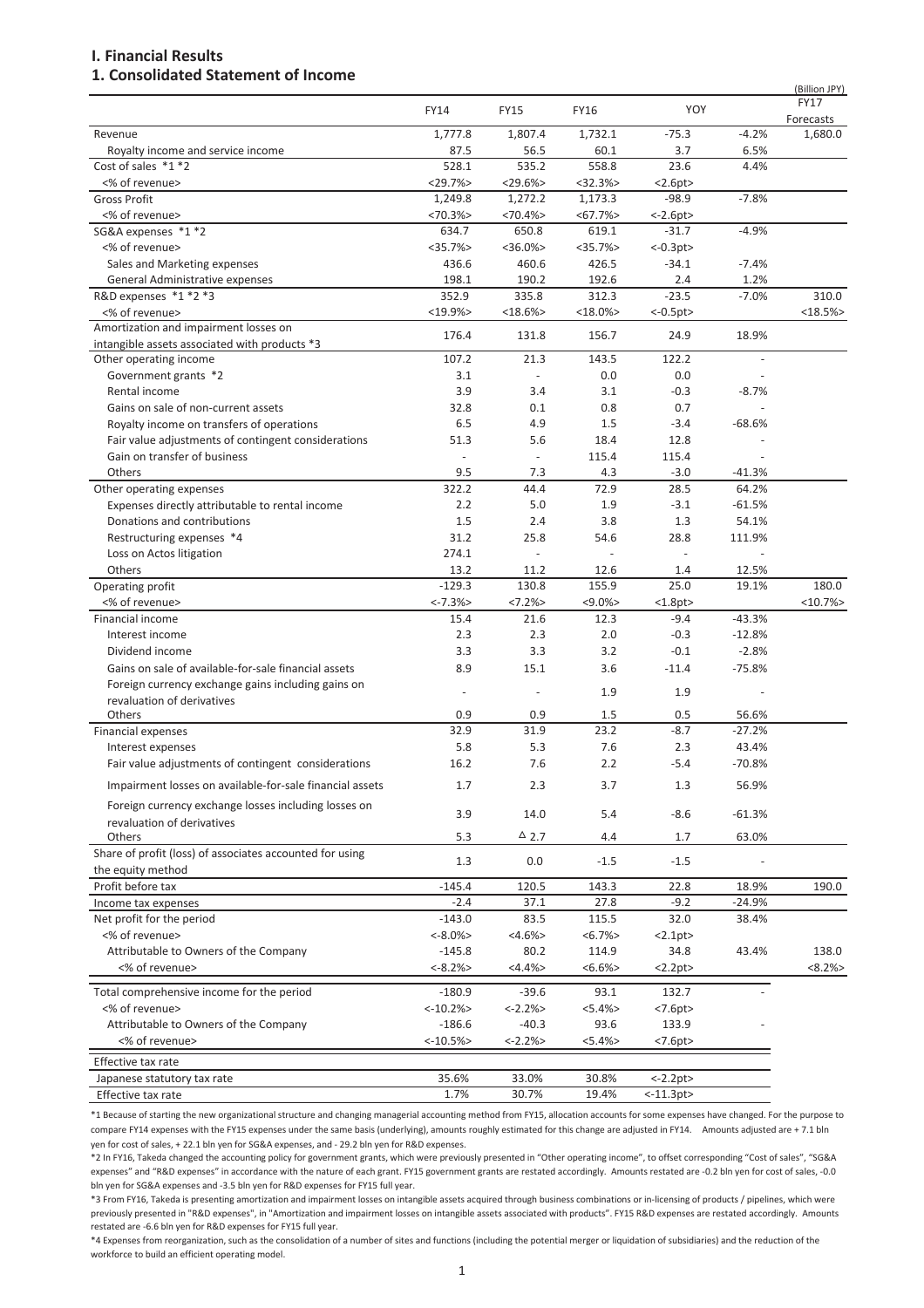# I. Financial Results

## 1. Consolidated Statement of Income

(Billion JPY)

| | FY14 | FY15 | FY16 | YOY | | FY17 Forecasts |
|---|---|---|---|---|---|---|
| Revenue | 1,777.8 | 1,807.4 | 1,732.1 | -75.3 | -4.2% | 1,680.0 |
| Royalty income and service income | 87.5 | 56.5 | 60.1 | 3.7 | 6.5% | |
| Cost of sales *1 *2 | 528.1 | 535.2 | 558.8 | 23.6 | 4.4% | |
| <% of revenue> | <29.7%> | <29.6%> | <32.3%> | <2.6pt> | | |
| Gross Profit | 1,249.8 | 1,272.2 | 1,173.3 | -98.9 | -7.8% | |
| <% of revenue> | <70.3%> | <70.4%> | <67.7%> | <-2.6pt> | | |
| SG&A expenses *1 *2 | 634.7 | 650.8 | 619.1 | -31.7 | -4.9% | |
| <% of revenue> | <35.7%> | <36.0%> | <35.7%> | <-0.3pt> | | |
| Sales and Marketing expenses | 436.6 | 460.6 | 426.5 | -34.1 | -7.4% | |
| General Administrative expenses | 198.1 | 190.2 | 192.6 | 2.4 | 1.2% | |
| R&D expenses *1 *2 *3 | 352.9 | 335.8 | 312.3 | -23.5 | -7.0% | 310.0 |
| <% of revenue> | <19.9%> | <18.6%> | <18.0%> | <-0.5pt> | | <18.5%> |
| Amortization and impairment losses on intangible assets associated with products *3 | 176.4 | 131.8 | 156.7 | 24.9 | 18.9% | |
| Other operating income | 107.2 | 21.3 | 143.5 | 122.2 | - | |
| Government grants *2 | 3.1 | - | 0.0 | 0.0 | - | |
| Rental income | 3.9 | 3.4 | 3.1 | -0.3 | -8.7% | |
| Gains on sale of non-current assets | 32.8 | 0.1 | 0.8 | 0.7 | - | |
| Royalty income on transfers of operations | 6.5 | 4.9 | 1.5 | -3.4 | -68.6% | |
| Fair value adjustments of contingent considerations | 51.3 | 5.6 | 18.4 | 12.8 | - | |
| Gain on transfer of business | - | - | 115.4 | 115.4 | - | |
| Others | 9.5 | 7.3 | 4.3 | -3.0 | -41.3% | |
| Other operating expenses | 322.2 | 44.4 | 72.9 | 28.5 | 64.2% | |
| Expenses directly attributable to rental income | 2.2 | 5.0 | 1.9 | -3.1 | -61.5% | |
| Donations and contributions | 1.5 | 2.4 | 3.8 | 1.3 | 54.1% | |
| Restructuring expenses *4 | 31.2 | 25.8 | 54.6 | 28.8 | 111.9% | |
| Loss on Actos litigation | 274.1 | - | - | - | - | |
| Others | 13.2 | 11.2 | 12.6 | 1.4 | 12.5% | |
| Operating profit | -129.3 | 130.8 | 155.9 | 25.0 | 19.1% | 180.0 |
| <% of revenue> | <-7.3%> | <7.2%> | <9.0%> | <1.8pt> | | <10.7%> |
| Financial income | 15.4 | 21.6 | 12.3 | -9.4 | -43.3% | |
| Interest income | 2.3 | 2.3 | 2.0 | -0.3 | -12.8% | |
| Dividend income | 3.3 | 3.3 | 3.2 | -0.1 | -2.8% | |
| Gains on sale of available-for-sale financial assets | 8.9 | 15.1 | 3.6 | -11.4 | -75.8% | |
| Foreign currency exchange gains including gains on revaluation of derivatives | - | - | 1.9 | 1.9 | - | |
| Others | 0.9 | 0.9 | 1.5 | 0.5 | 56.6% | |
| Financial expenses | 32.9 | 31.9 | 23.2 | -8.7 | -27.2% | |
| Interest expenses | 5.8 | 5.3 | 7.6 | 2.3 | 43.4% | |
| Fair value adjustments of contingent considerations | 16.2 | 7.6 | 2.2 | -5.4 | -70.8% | |
| Impairment losses on available-for-sale financial assets | 1.7 | 2.3 | 3.7 | 1.3 | 56.9% | |
| Foreign currency exchange losses including losses on revaluation of derivatives | 3.9 | 14.0 | 5.4 | -8.6 | -61.3% | |
| Others | 5.3 | △ 2.7 | 4.4 | 1.7 | 63.0% | |
| Share of profit (loss) of associates accounted for using the equity method | 1.3 | 0.0 | -1.5 | -1.5 | - | |
| Profit before tax | -145.4 | 120.5 | 143.3 | 22.8 | 18.9% | 190.0 |
| Income tax expenses | -2.4 | 37.1 | 27.8 | -9.2 | -24.9% | |
| Net profit for the period | -143.0 | 83.5 | 115.5 | 32.0 | 38.4% | |
| <% of revenue> | <-8.0%> | <4.6%> | <6.7%> | <2.1pt> | | |
| Attributable to Owners of the Company | -145.8 | 80.2 | 114.9 | 34.8 | 43.4% | 138.0 |
| <% of revenue> | <-8.2%> | <4.4%> | <6.6%> | <2.2pt> | | <8.2%> |
| Total comprehensive income for the period | -180.9 | -39.6 | 93.1 | 132.7 | - | |
| <% of revenue> | <-10.2%> | <-2.2%> | <5.4%> | <7.6pt> | | |
| Attributable to Owners of the Company | -186.6 | -40.3 | 93.6 | 133.9 | - | |
| <% of revenue> | <-10.5%> | <-2.2%> | <5.4%> | <7.6pt> | | |
| Effective tax rate | | | | | | |
| Japanese statutory tax rate | 35.6% | 33.0% | 30.8% | <-2.2pt> | | |
| Effective tax rate | 1.7% | 30.7% | 19.4% | <-11.3pt> | | |

*1 Because of starting the new organizational structure and changing managerial accounting method from FY15, allocation accounts for some expenses have changed. For the purpose to compare FY14 expenses with the FY15 expenses under the same basis (underlying), amounts roughly estimated for this change are adjusted in FY14. Amounts adjusted are + 7.1 bln yen for cost of sales, + 22.1 bln yen for SG&A expenses, and - 29.2 bln yen for R&D expenses.

*2 In FY16, Takeda changed the accounting policy for government grants, which were previously presented in "Other operating income", to offset corresponding "Cost of sales", "SG&A expenses" and "R&D expenses" in accordance with the nature of each grant. FY15 government grants are restated accordingly. Amounts restated are -0.2 bln yen for cost of sales, -0.0 bln yen for SG&A expenses and -3.5 bln yen for R&D expenses for FY15 full year.

*3 From FY16, Takeda is presenting amortization and impairment losses on intangible assets acquired through business combinations or in-licensing of products / pipelines, which were previously presented in "R&D expenses", in "Amortization and impairment losses on intangible assets associated with products". FY15 R&D expenses are restated accordingly. Amounts restated are -6.6 bln yen for R&D expenses for FY15 full year.

*4 Expenses from reorganization, such as the consolidation of a number of sites and functions (including the potential merger or liquidation of subsidiaries) and the reduction of the workforce to build an efficient operating model.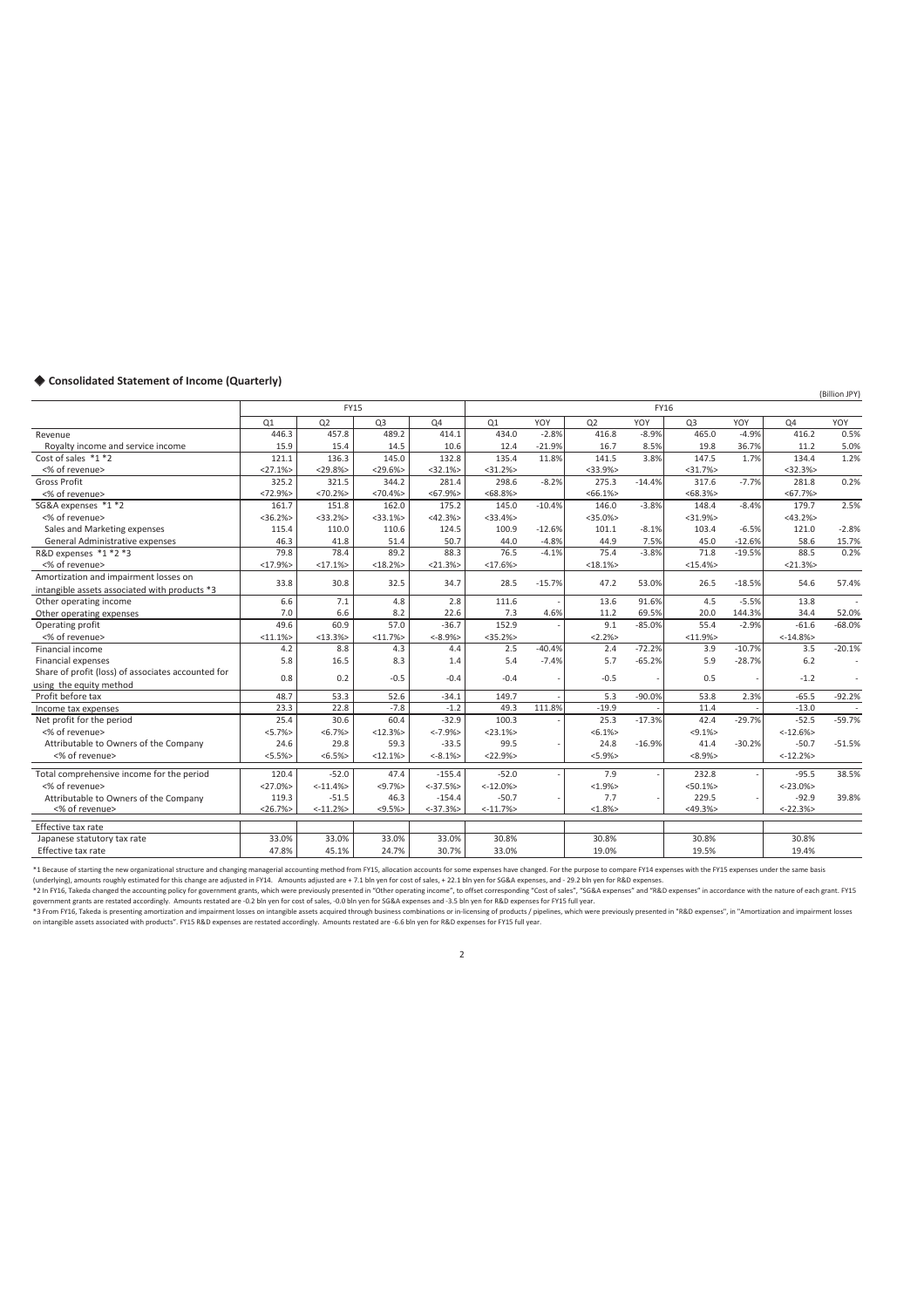## ◆ Consolidated Statement of Income (Quarterly)

(Billion JPY)

| | FY15 | | | | FY16 | | | | | | | |
|---|---|---|---|---|---|---|---|---|---|---|---|---|
| | Q1 | Q2 | Q3 | Q4 | Q1 | YOY | Q2 | YOY | Q3 | YOY | Q4 | YOY |
| Revenue | 446.3 | 457.8 | 489.2 | 414.1 | 434.0 | -2.8% | 416.8 | -8.9% | 465.0 | -4.9% | 416.2 | 0.5% |
| Royalty income and service income | 15.9 | 15.4 | 14.5 | 10.6 | 12.4 | -21.9% | 16.7 | 8.5% | 19.8 | 36.7% | 11.2 | 5.0% |
| Cost of sales *1 *2 | 121.1 | 136.3 | 145.0 | 132.8 | 135.4 | 11.8% | 141.5 | 3.8% | 147.5 | 1.7% | 134.4 | 1.2% |
| <% of revenue> | <27.1%> | <29.8%> | <29.6%> | <32.1%> | <31.2%> | | <33.9%> | | <31.7%> | | <32.3%> | |
| Gross Profit | 325.2 | 321.5 | 344.2 | 281.4 | 298.6 | -8.2% | 275.3 | -14.4% | 317.6 | -7.7% | 281.8 | 0.2% |
| <% of revenue> | <72.9%> | <70.2%> | <70.4%> | <67.9%> | <68.8%> | | <66.1%> | | <68.3%> | | <67.7%> | |
| SG&A expenses *1 *2 | 161.7 | 151.8 | 162.0 | 175.2 | 145.0 | -10.4% | 146.0 | -3.8% | 148.4 | -8.4% | 179.7 | 2.5% |
| <% of revenue> | <36.2%> | <33.2%> | <33.1%> | <42.3%> | <33.4%> | | <35.0%> | | <31.9%> | | <43.2%> | |
| Sales and Marketing expenses | 115.4 | 110.0 | 110.6 | 124.5 | 100.9 | -12.6% | 101.1 | -8.1% | 103.4 | -6.5% | 121.0 | -2.8% |
| General Administrative expenses | 46.3 | 41.8 | 51.4 | 50.7 | 44.0 | -4.8% | 44.9 | 7.5% | 45.0 | -12.6% | 58.6 | 15.7% |
| R&D expenses *1 *2 *3 | 79.8 | 78.4 | 89.2 | 88.3 | 76.5 | -4.1% | 75.4 | -3.8% | 71.8 | -19.5% | 88.5 | 0.2% |
| <% of revenue> | <17.9%> | <17.1%> | <18.2%> | <21.3%> | <17.6%> | | <18.1%> | | <15.4%> | | <21.3%> | |
| Amortization and impairment losses on intangible assets associated with products *3 | 33.8 | 30.8 | 32.5 | 34.7 | 28.5 | -15.7% | 47.2 | 53.0% | 26.5 | -18.5% | 54.6 | 57.4% |
| Other operating income | 6.6 | 7.1 | 4.8 | 2.8 | 111.6 | - | 13.6 | 91.6% | 4.5 | -5.5% | 13.8 | - |
| Other operating expenses | 7.0 | 6.6 | 8.2 | 22.6 | 7.3 | 4.6% | 11.2 | 69.5% | 20.0 | 144.3% | 34.4 | 52.0% |
| Operating profit | 49.6 | 60.9 | 57.0 | -36.7 | 152.9 | - | 9.1 | -85.0% | 55.4 | -2.9% | -61.6 | -68.0% |
| <% of revenue> | <11.1%> | <13.3%> | <11.7%> | <-8.9%> | <35.2%> | | <2.2%> | | <11.9%> | | <-14.8%> | |
| Financial income | 4.2 | 8.8 | 4.3 | 4.4 | 2.5 | -40.4% | 2.4 | -72.2% | 3.9 | -10.7% | 3.5 | -20.1% |
| Financial expenses | 5.8 | 16.5 | 8.3 | 1.4 | 5.4 | -7.4% | 5.7 | -65.2% | 5.9 | -28.7% | 6.2 | - |
| Share of profit (loss) of associates accounted for using the equity method | 0.8 | 0.2 | -0.5 | -0.4 | -0.4 | - | -0.5 | - | 0.5 | - | -1.2 | - |
| Profit before tax | 48.7 | 53.3 | 52.6 | -34.1 | 149.7 | - | 5.3 | -90.0% | 53.8 | 2.3% | -65.5 | -92.2% |
| Income tax expenses | 23.3 | 22.8 | -7.8 | -1.2 | 49.3 | 111.8% | -19.9 | - | 11.4 | - | -13.0 | - |
| Net profit for the period | 25.4 | 30.6 | 60.4 | -32.9 | 100.3 | - | 25.3 | -17.3% | 42.4 | -29.7% | -52.5 | -59.7% |
| <% of revenue> | <5.7%> | <6.7%> | <12.3%> | <-7.9%> | <23.1%> | | <6.1%> | | <9.1%> | | <-12.6%> | |
| Attributable to Owners of the Company | 24.6 | 29.8 | 59.3 | -33.5 | 99.5 | - | 24.8 | -16.9% | 41.4 | -30.2% | -50.7 | -51.5% |
| <% of revenue> | <5.5%> | <6.5%> | <12.1%> | <-8.1%> | <22.9%> | | <5.9%> | | <8.9%> | | <-12.2%> | |
| Total comprehensive income for the period | 120.4 | -52.0 | 47.4 | -155.4 | -52.0 | - | 7.9 | - | 232.8 | - | -95.5 | 38.5% |
| <% of revenue> | <27.0%> | <-11.4%> | <9.7%> | <-37.5%> | <-12.0%> | | <1.9%> | | <50.1%> | | <-23.0%> | |
| Attributable to Owners of the Company | 119.3 | -51.5 | 46.3 | -154.4 | -50.7 | - | 7.7 | - | 229.5 | - | -92.9 | 39.8% |
| <% of revenue> | <26.7%> | <-11.2%> | <9.5%> | <-37.3%> | <-11.7%> | | <1.8%> | | <49.3%> | | <-22.3%> | |

| Effective tax rate | Q1 | Q2 | Q3 | Q4 | Q1 | | Q2 | | Q3 | | Q4 | |
|---|---|---|---|---|---|---|---|---|---|---|---|---|
| Japanese statutory tax rate | 33.0% | 33.0% | 33.0% | 33.0% | 30.8% | | 30.8% | | 30.8% | | 30.8% | |
| Effective tax rate | 47.8% | 45.1% | 24.7% | 30.7% | 33.0% | | 19.0% | | 19.5% | | 19.4% | |

*1 Because of starting the new organizational structure and changing managerial accounting method from FY15, allocation accounts for some expenses have changed. For the purpose to compare FY14 expenses with the FY15 expenses under the same basis (underlying), amounts roughly estimated for this change are adjusted in FY14. Amounts adjusted are + 7.1 bln yen for cost of sales, + 22.1 bln yen for SG&A expenses, and - 29.2 bln yen for R&D expenses.

*2 In FY16, Takeda changed the accounting policy for government grants, which were previously presented in "Other operating income", to offset corresponding "Cost of sales", "SG&A expenses" and "R&D expenses" in accordance with the nature of each grant. FY15 government grants are restated accordingly. Amounts restated are -0.2 bln yen for cost of sales, -0.0 bln yen for SG&A expenses and -3.5 bln yen for R&D expenses for FY15 full year.

*3 From FY16, Takeda is presenting amortization and impairment losses on intangible assets acquired through business combinations or in-licensing of products / pipelines, which were previously presented in "R&D expenses", in "Amortization and impairment losses on intangible assets associated with products". FY15 R&D expenses are restated accordingly. Amounts restated are -6.6 bln yen for R&D expenses for FY15 full year.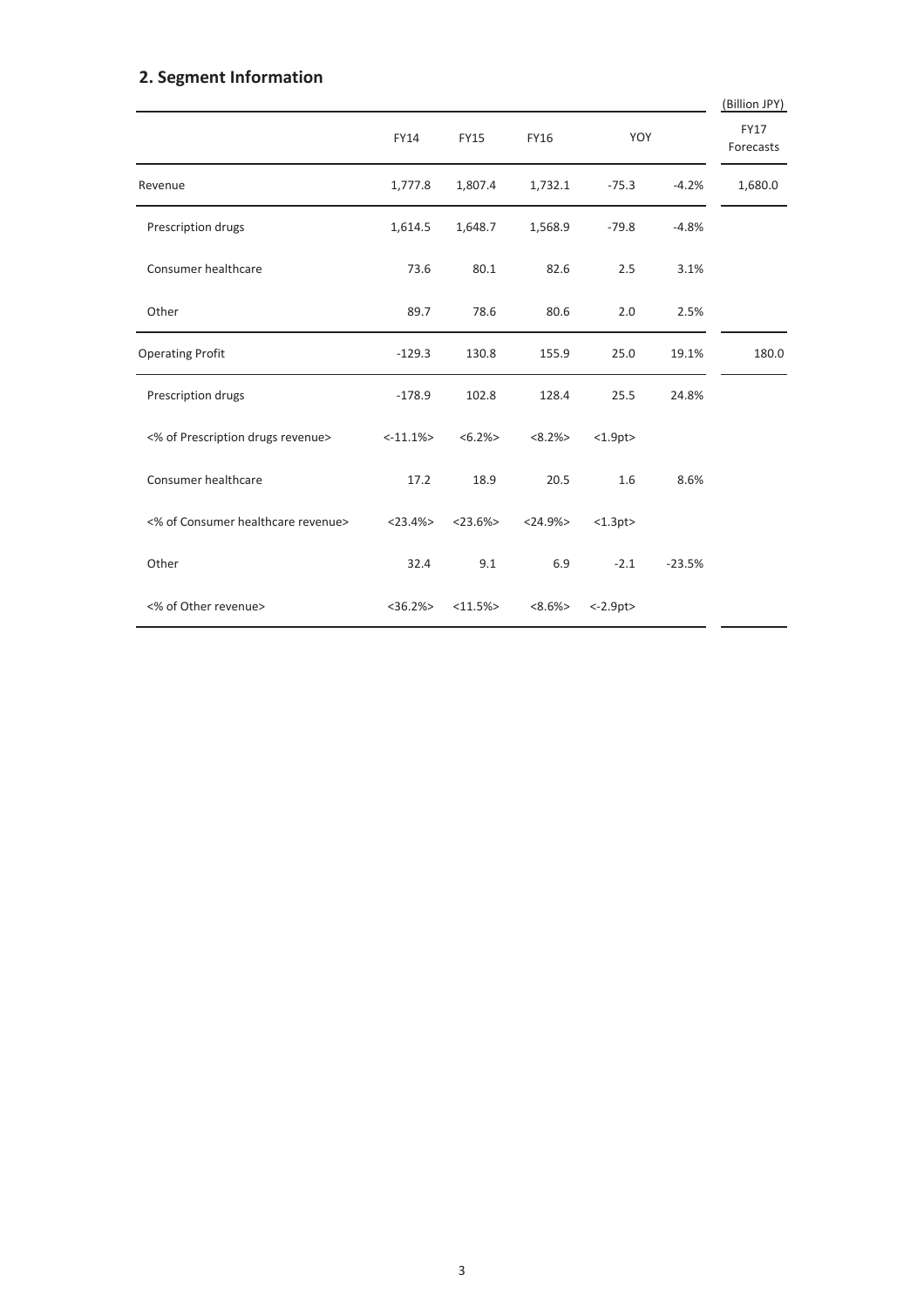## 2. Segment Information

(Billion JPY)

| | FY14 | FY15 | FY16 | YOY | | FY17 Forecasts |
|---|---|---|---|---|---|---|
| Revenue | 1,777.8 | 1,807.4 | 1,732.1 | -75.3 | -4.2% | 1,680.0 |
| Prescription drugs | 1,614.5 | 1,648.7 | 1,568.9 | -79.8 | -4.8% | |
| Consumer healthcare | 73.6 | 80.1 | 82.6 | 2.5 | 3.1% | |
| Other | 89.7 | 78.6 | 80.6 | 2.0 | 2.5% | |
| Operating Profit | -129.3 | 130.8 | 155.9 | 25.0 | 19.1% | 180.0 |
| Prescription drugs | -178.9 | 102.8 | 128.4 | 25.5 | 24.8% | |
| <% of Prescription drugs revenue> | <-11.1%> | <6.2%> | <8.2%> | <1.9pt> | | |
| Consumer healthcare | 17.2 | 18.9 | 20.5 | 1.6 | 8.6% | |
| <% of Consumer healthcare revenue> | <23.4%> | <23.6%> | <24.9%> | <1.3pt> | | |
| Other | 32.4 | 9.1 | 6.9 | -2.1 | -23.5% | |
| <% of Other revenue> | <36.2%> | <11.5%> | <8.6%> | <-2.9pt> | | |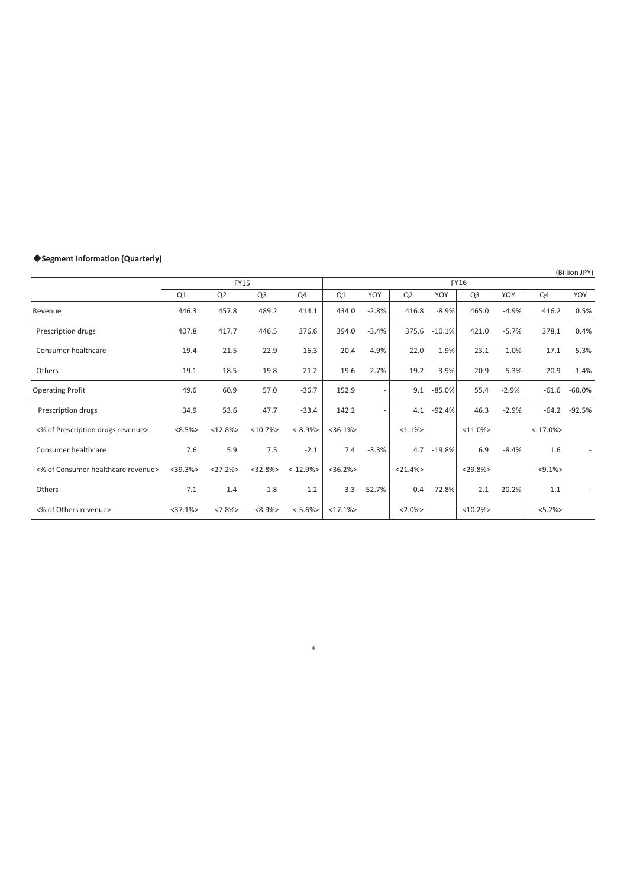## ◆Segment Information (Quarterly)

(Billion JPY)

| | FY15 | | | | FY16 | | | | | | | |
|---|---|---|---|---|---|---|---|---|---|---|---|---|
| | Q1 | Q2 | Q3 | Q4 | Q1 | YOY | Q2 | YOY | Q3 | YOY | Q4 | YOY |
| Revenue | 446.3 | 457.8 | 489.2 | 414.1 | 434.0 | -2.8% | 416.8 | -8.9% | 465.0 | -4.9% | 416.2 | 0.5% |
| Prescription drugs | 407.8 | 417.7 | 446.5 | 376.6 | 394.0 | -3.4% | 375.6 | -10.1% | 421.0 | -5.7% | 378.1 | 0.4% |
| Consumer healthcare | 19.4 | 21.5 | 22.9 | 16.3 | 20.4 | 4.9% | 22.0 | 1.9% | 23.1 | 1.0% | 17.1 | 5.3% |
| Others | 19.1 | 18.5 | 19.8 | 21.2 | 19.6 | 2.7% | 19.2 | 3.9% | 20.9 | 5.3% | 20.9 | -1.4% |
| Operating Profit | 49.6 | 60.9 | 57.0 | -36.7 | 152.9 | - | 9.1 | -85.0% | 55.4 | -2.9% | -61.6 | -68.0% |
| Prescription drugs | 34.9 | 53.6 | 47.7 | -33.4 | 142.2 | - | 4.1 | -92.4% | 46.3 | -2.9% | -64.2 | -92.5% |
| <% of Prescription drugs revenue> | <8.5%> | <12.8%> | <10.7%> | <-8.9%> | <36.1%> | | <1.1%> | | <11.0%> | | <-17.0%> | |
| Consumer healthcare | 7.6 | 5.9 | 7.5 | -2.1 | 7.4 | -3.3% | 4.7 | -19.8% | 6.9 | -8.4% | 1.6 | - |
| <% of Consumer healthcare revenue> | <39.3%> | <27.2%> | <32.8%> | <-12.9%> | <36.2%> | | <21.4%> | | <29.8%> | | <9.1%> | |
| Others | 7.1 | 1.4 | 1.8 | -1.2 | 3.3 | -52.7% | 0.4 | -72.8% | 2.1 | 20.2% | 1.1 | - |
| <% of Others revenue> | <37.1%> | <7.8%> | <8.9%> | <-5.6%> | <17.1%> | | <2.0%> | | <10.2%> | | <5.2%> | |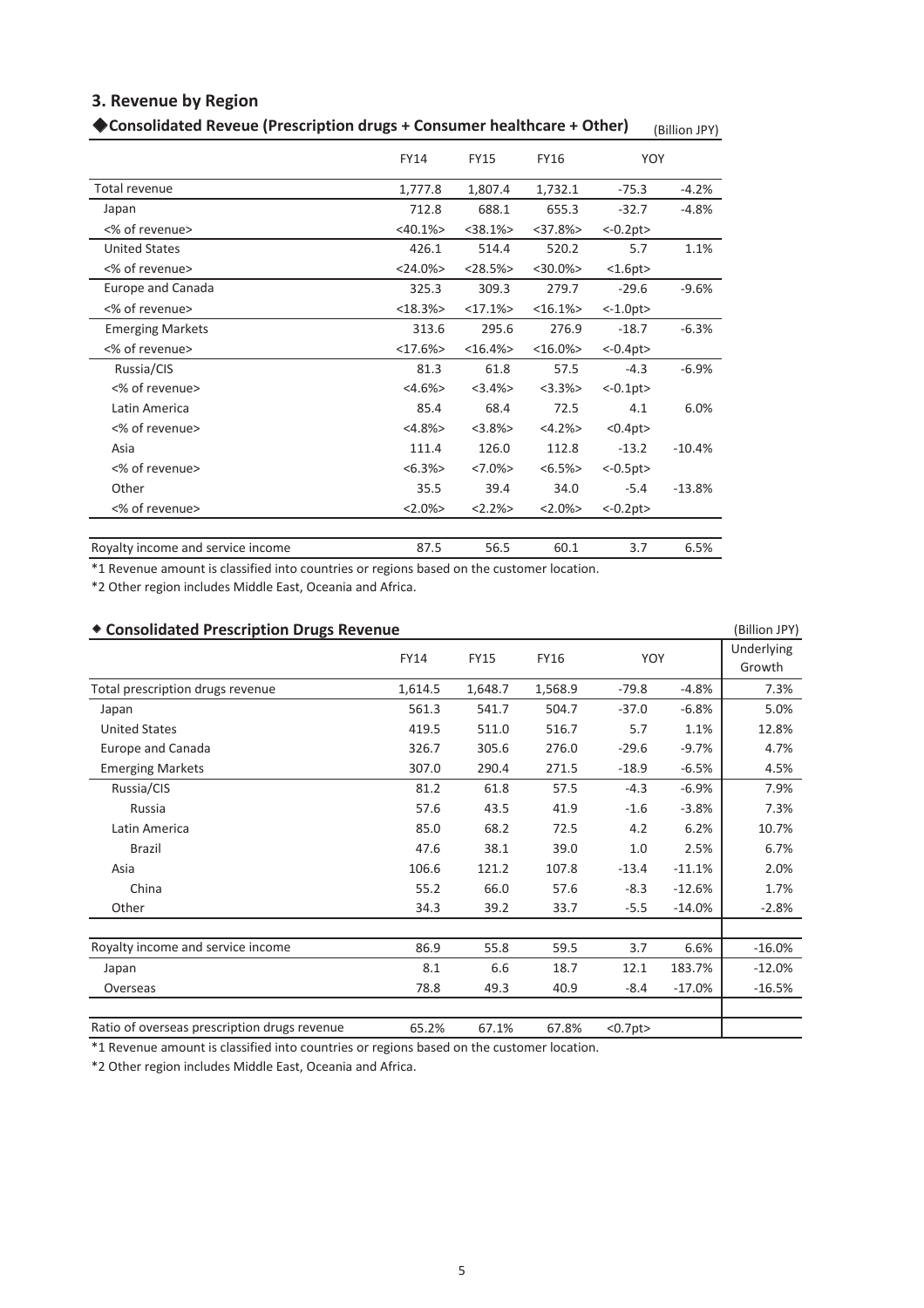## 3. Revenue by Region

### ◆Consolidated Reveue (Prescription drugs + Consumer healthcare + Other)

(Billion JPY)

| | FY14 | FY15 | FY16 | YOY | |
|---|---|---|---|---|---|
| Total revenue | 1,777.8 | 1,807.4 | 1,732.1 | -75.3 | -4.2% |
| Japan | 712.8 | 688.1 | 655.3 | -32.7 | -4.8% |
| <% of revenue> | <40.1%> | <38.1%> | <37.8%> | <-0.2pt> | |
| United States | 426.1 | 514.4 | 520.2 | 5.7 | 1.1% |
| <% of revenue> | <24.0%> | <28.5%> | <30.0%> | <1.6pt> | |
| Europe and Canada | 325.3 | 309.3 | 279.7 | -29.6 | -9.6% |
| <% of revenue> | <18.3%> | <17.1%> | <16.1%> | <-1.0pt> | |
| Emerging Markets | 313.6 | 295.6 | 276.9 | -18.7 | -6.3% |
| <% of revenue> | <17.6%> | <16.4%> | <16.0%> | <-0.4pt> | |
| Russia/CIS | 81.3 | 61.8 | 57.5 | -4.3 | -6.9% |
| <% of revenue> | <4.6%> | <3.4%> | <3.3%> | <-0.1pt> | |
| Latin America | 85.4 | 68.4 | 72.5 | 4.1 | 6.0% |
| <% of revenue> | <4.8%> | <3.8%> | <4.2%> | <0.4pt> | |
| Asia | 111.4 | 126.0 | 112.8 | -13.2 | -10.4% |
| <% of revenue> | <6.3%> | <7.0%> | <6.5%> | <-0.5pt> | |
| Other | 35.5 | 39.4 | 34.0 | -5.4 | -13.8% |
| <% of revenue> | <2.0%> | <2.2%> | <2.0%> | <-0.2pt> | |
| Royalty income and service income | 87.5 | 56.5 | 60.1 | 3.7 | 6.5% |

*1 Revenue amount is classified into countries or regions based on the customer location.

*2 Other region includes Middle East, Oceania and Africa.

### ◆ Consolidated Prescription Drugs Revenue

(Billion JPY)

| | FY14 | FY15 | FY16 | YOY | | Underlying Growth |
|---|---|---|---|---|---|---|
| Total prescription drugs revenue | 1,614.5 | 1,648.7 | 1,568.9 | -79.8 | -4.8% | 7.3% |
| Japan | 561.3 | 541.7 | 504.7 | -37.0 | -6.8% | 5.0% |
| United States | 419.5 | 511.0 | 516.7 | 5.7 | 1.1% | 12.8% |
| Europe and Canada | 326.7 | 305.6 | 276.0 | -29.6 | -9.7% | 4.7% |
| Emerging Markets | 307.0 | 290.4 | 271.5 | -18.9 | -6.5% | 4.5% |
| Russia/CIS | 81.2 | 61.8 | 57.5 | -4.3 | -6.9% | 7.9% |
| Russia | 57.6 | 43.5 | 41.9 | -1.6 | -3.8% | 7.3% |
| Latin America | 85.0 | 68.2 | 72.5 | 4.2 | 6.2% | 10.7% |
| Brazil | 47.6 | 38.1 | 39.0 | 1.0 | 2.5% | 6.7% |
| Asia | 106.6 | 121.2 | 107.8 | -13.4 | -11.1% | 2.0% |
| China | 55.2 | 66.0 | 57.6 | -8.3 | -12.6% | 1.7% |
| Other | 34.3 | 39.2 | 33.7 | -5.5 | -14.0% | -2.8% |
| Royalty income and service income | 86.9 | 55.8 | 59.5 | 3.7 | 6.6% | -16.0% |
| Japan | 8.1 | 6.6 | 18.7 | 12.1 | 183.7% | -12.0% |
| Overseas | 78.8 | 49.3 | 40.9 | -8.4 | -17.0% | -16.5% |
| Ratio of overseas prescription drugs revenue | 65.2% | 67.1% | 67.8% | <0.7pt> | | |

*1 Revenue amount is classified into countries or regions based on the customer location.

*2 Other region includes Middle East, Oceania and Africa.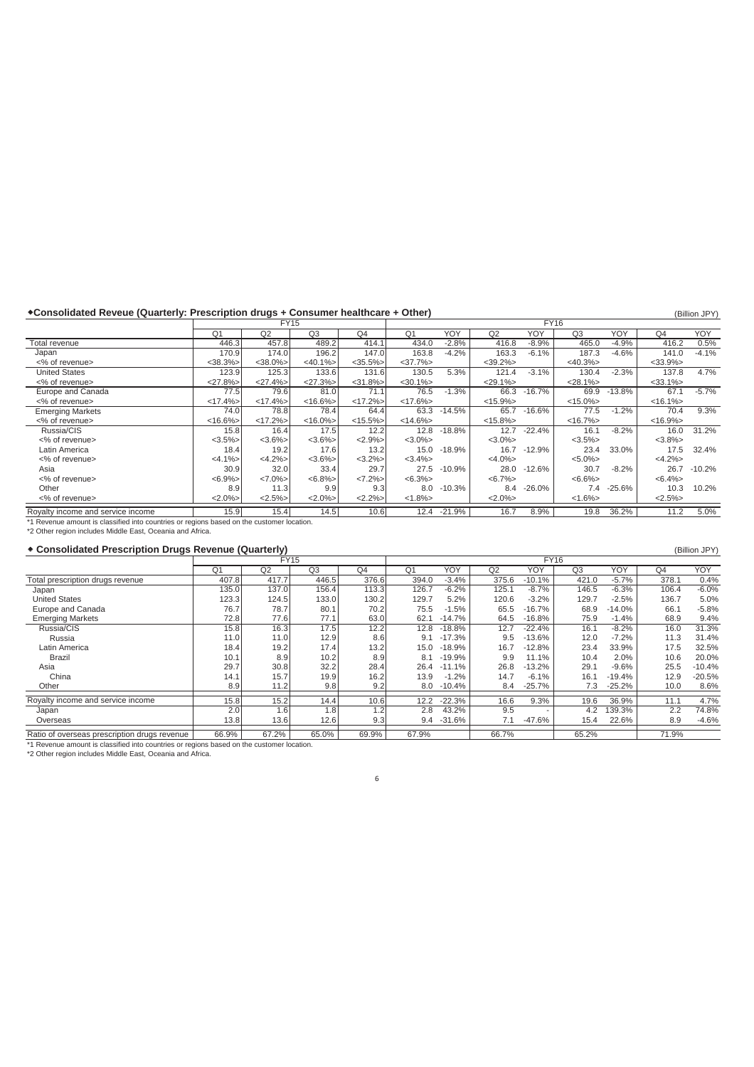### ◆Consolidated Reveue (Quarterly: Prescription drugs + Consumer healthcare + Other)

(Billion JPY)

| | FY15 | | | | FY16 | | | | | | | |
|---|---|---|---|---|---|---|---|---|---|---|---|---|
| | Q1 | Q2 | Q3 | Q4 | Q1 | YOY | Q2 | YOY | Q3 | YOY | Q4 | YOY |
| Total revenue | 446.3 | 457.8 | 489.2 | 414.1 | 434.0 | -2.8% | 416.8 | -8.9% | 465.0 | -4.9% | 416.2 | 0.5% |
| Japan | 170.9 | 174.0 | 196.2 | 147.0 | 163.8 | -4.2% | 163.3 | -6.1% | 187.3 | -4.6% | 141.0 | -4.1% |
| <% of revenue> | <38.3%> | <38.0%> | <40.1%> | <35.5%> | <37.7%> | | <39.2%> | | <40.3%> | | <33.9%> | |
| United States | 123.9 | 125.3 | 133.6 | 131.6 | 130.5 | 5.3% | 121.4 | -3.1% | 130.4 | -2.3% | 137.8 | 4.7% |
| <% of revenue> | <27.8%> | <27.4%> | <27.3%> | <31.8%> | <30.1%> | | <29.1%> | | <28.1%> | | <33.1%> | |
| Europe and Canada | 77.5 | 79.6 | 81.0 | 71.1 | 76.5 | -1.3% | 66.3 | -16.7% | 69.9 | -13.8% | 67.1 | -5.7% |
| <% of revenue> | <17.4%> | <17.4%> | <16.6%> | <17.2%> | <17.6%> | | <15.9%> | | <15.0%> | | <16.1%> | |
| Emerging Markets | 74.0 | 78.8 | 78.4 | 64.4 | 63.3 | -14.5% | 65.7 | -16.6% | 77.5 | -1.2% | 70.4 | 9.3% |
| <% of revenue> | <16.6%> | <17.2%> | <16.0%> | <15.5%> | <14.6%> | | <15.8%> | | <16.7%> | | <16.9%> | |
| Russia/CIS | 15.8 | 16.4 | 17.5 | 12.2 | 12.8 | -18.8% | 12.7 | -22.4% | 16.1 | -8.2% | 16.0 | 31.2% |
| <% of revenue> | <3.5%> | <3.6%> | <3.6%> | <2.9%> | <3.0%> | | <3.0%> | | <3.5%> | | <3.8%> | |
| Latin America | 18.4 | 19.2 | 17.6 | 13.2 | 15.0 | -18.9% | 16.7 | -12.9% | 23.4 | 33.0% | 17.5 | 32.4% |
| <% of revenue> | <4.1%> | <4.2%> | <3.6%> | <3.2%> | <3.4%> | | <4.0%> | | <5.0%> | | <4.2%> | |
| Asia | 30.9 | 32.0 | 33.4 | 29.7 | 27.5 | -10.9% | 28.0 | -12.6% | 30.7 | -8.2% | 26.7 | -10.2% |
| <% of revenue> | <6.9%> | <7.0%> | <6.8%> | <7.2%> | <6.3%> | | <6.7%> | | <6.6%> | | <6.4%> | |
| Other | 8.9 | 11.3 | 9.9 | 9.3 | 8.0 | -10.3% | 8.4 | -26.0% | 7.4 | -25.6% | 10.3 | 10.2% |
| <% of revenue> | <2.0%> | <2.5%> | <2.0%> | <2.2%> | <1.8%> | | <2.0%> | | <1.6%> | | <2.5%> | |
| Royalty income and service income | 15.9 | 15.4 | 14.5 | 10.6 | 12.4 | -21.9% | 16.7 | 8.9% | 19.8 | 36.2% | 11.2 | 5.0% |

*1 Revenue amount is classified into countries or regions based on the customer location.
*2 Other region includes Middle East, Oceania and Africa.

### ◆ Consolidated Prescription Drugs Revenue (Quarterly)

(Billion JPY)

| | FY15 | | | | FY16 | | | | | | | |
|---|---|---|---|---|---|---|---|---|---|---|---|---|
| | Q1 | Q2 | Q3 | Q4 | Q1 | YOY | Q2 | YOY | Q3 | YOY | Q4 | YOY |
| Total prescription drugs revenue | 407.8 | 417.7 | 446.5 | 376.6 | 394.0 | -3.4% | 375.6 | -10.1% | 421.0 | -5.7% | 378.1 | 0.4% |
| Japan | 135.0 | 137.0 | 156.4 | 113.3 | 126.7 | -6.2% | 125.1 | -8.7% | 146.5 | -6.3% | 106.4 | -6.0% |
| United States | 123.3 | 124.5 | 133.0 | 130.2 | 129.7 | 5.2% | 120.6 | -3.2% | 129.7 | -2.5% | 136.7 | 5.0% |
| Europe and Canada | 76.7 | 78.7 | 80.1 | 70.2 | 75.5 | -1.5% | 65.5 | -16.7% | 68.9 | -14.0% | 66.1 | -5.8% |
| Emerging Markets | 72.8 | 77.6 | 77.1 | 63.0 | 62.1 | -14.7% | 64.5 | -16.8% | 75.9 | -1.4% | 68.9 | 9.4% |
| Russia/CIS | 15.8 | 16.3 | 17.5 | 12.2 | 12.8 | -18.8% | 12.7 | -22.4% | 16.1 | -8.2% | 16.0 | 31.3% |
| Russia | 11.0 | 11.0 | 12.9 | 8.6 | 9.1 | -17.3% | 9.5 | -13.6% | 12.0 | -7.2% | 11.3 | 31.4% |
| Latin America | 18.4 | 19.2 | 17.4 | 13.2 | 15.0 | -18.9% | 16.7 | -12.8% | 23.4 | 33.9% | 17.5 | 32.5% |
| Brazil | 10.1 | 8.9 | 10.2 | 8.9 | 8.1 | -19.9% | 9.9 | 11.1% | 10.4 | 2.0% | 10.6 | 20.0% |
| Asia | 29.7 | 30.8 | 32.2 | 28.4 | 26.4 | -11.1% | 26.8 | -13.2% | 29.1 | -9.6% | 25.5 | -10.4% |
| China | 14.1 | 15.7 | 19.9 | 16.2 | 13.9 | -1.2% | 14.7 | -6.1% | 16.1 | -19.4% | 12.9 | -20.5% |
| Other | 8.9 | 11.2 | 9.8 | 9.2 | 8.0 | -10.4% | 8.4 | -25.7% | 7.3 | -25.2% | 10.0 | 8.6% |
| Royalty income and service income | 15.8 | 15.2 | 14.4 | 10.6 | 12.2 | -22.3% | 16.6 | 9.3% | 19.6 | 36.9% | 11.1 | 4.7% |
| Japan | 2.0 | 1.6 | 1.8 | 1.2 | 2.8 | 43.2% | 9.5 | - | 4.2 | 139.3% | 2.2 | 74.8% |
| Overseas | 13.8 | 13.6 | 12.6 | 9.3 | 9.4 | -31.6% | 7.1 | -47.6% | 15.4 | 22.6% | 8.9 | -4.6% |
| Ratio of overseas prescription drugs revenue | 66.9% | 67.2% | 65.0% | 69.9% | 67.9% | | 66.7% | | 65.2% | | 71.9% | |

*1 Revenue amount is classified into countries or regions based on the customer location.
*2 Other region includes Middle East, Oceania and Africa.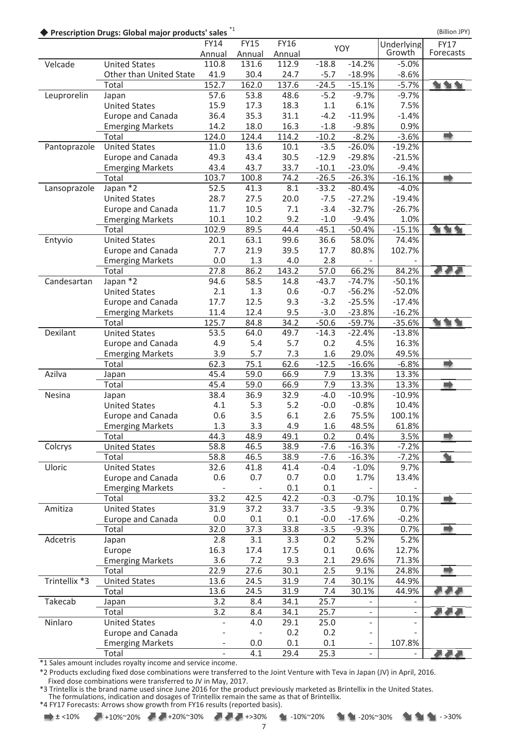### ◆ Prescription Drugs: Global major products' sales [*1]

(Billion JPY)

| | | FY14 Annual | FY15 Annual | FY16 Annual | YOY | | Underlying Growth | FY17 Forecasts |
|---|---|---|---|---|---|---|---|---|
| Velcade | United States | 110.8 | 131.6 | 112.9 | -18.8 | -14.2% | -5.0% | |
| | Other than United State | 41.9 | 30.4 | 24.7 | -5.7 | -18.9% | -8.6% | |
| | Total | 152.7 | 162.0 | 137.6 | -24.5 | -15.1% | -5.7% | ↘↘↘ |
| Leuprorelin | Japan | 57.6 | 53.8 | 48.6 | -5.2 | -9.7% | -9.7% | |
| | United States | 15.9 | 17.3 | 18.3 | 1.1 | 6.1% | 7.5% | |
| | Europe and Canada | 36.4 | 35.3 | 31.1 | -4.2 | -11.9% | -1.4% | |
| | Emerging Markets | 14.2 | 18.0 | 16.3 | -1.8 | -9.8% | 0.9% | |
| | Total | 124.0 | 124.4 | 114.2 | -10.2 | -8.2% | -3.6% | ➡ |
| Pantoprazole | United States | 11.0 | 13.6 | 10.1 | -3.5 | -26.0% | -19.2% | |
| | Europe and Canada | 49.3 | 43.4 | 30.5 | -12.9 | -29.8% | -21.5% | |
| | Emerging Markets | 43.4 | 43.7 | 33.7 | -10.1 | -23.0% | -9.4% | |
| | Total | 103.7 | 100.8 | 74.2 | -26.5 | -26.3% | -16.1% | ➡ |
| Lansoprazole | Japan *2 | 52.5 | 41.3 | 8.1 | -33.2 | -80.4% | -4.0% | |
| | United States | 28.7 | 27.5 | 20.0 | -7.5 | -27.2% | -19.4% | |
| | Europe and Canada | 11.7 | 10.5 | 7.1 | -3.4 | -32.7% | -26.7% | |
| | Emerging Markets | 10.1 | 10.2 | 9.2 | -1.0 | -9.4% | 1.0% | |
| | Total | 102.9 | 89.5 | 44.4 | -45.1 | -50.4% | -15.1% | ↘↘↘ |
| Entyvio | United States | 20.1 | 63.1 | 99.6 | 36.6 | 58.0% | 74.4% | |
| | Europe and Canada | 7.7 | 21.9 | 39.5 | 17.7 | 80.8% | 102.7% | |
| | Emerging Markets | 0.0 | 1.3 | 4.0 | 2.8 | - | - | |
| | Total | 27.8 | 86.2 | 143.2 | 57.0 | 66.2% | 84.2% | ↗↗↗ |
| Candesartan | Japan *2 | 94.6 | 58.5 | 14.8 | -43.7 | -74.7% | -50.1% | |
| | United States | 2.1 | 1.3 | 0.6 | -0.7 | -56.2% | -52.0% | |
| | Europe and Canada | 17.7 | 12.5 | 9.3 | -3.2 | -25.5% | -17.4% | |
| | Emerging Markets | 11.4 | 12.4 | 9.5 | -3.0 | -23.8% | -16.2% | |
| | Total | 125.7 | 84.8 | 34.2 | -50.6 | -59.7% | -35.6% | ↘↘↘ |
| Dexilant | United States | 53.5 | 64.0 | 49.7 | -14.3 | -22.4% | -13.8% | |
| | Europe and Canada | 4.9 | 5.4 | 5.7 | 0.2 | 4.5% | 16.3% | |
| | Emerging Markets | 3.9 | 5.7 | 7.3 | 1.6 | 29.0% | 49.5% | |
| | Total | 62.3 | 75.1 | 62.6 | -12.5 | -16.6% | -6.8% | ➡ |
| Azilva | Japan | 45.4 | 59.0 | 66.9 | 7.9 | 13.3% | 13.3% | |
| | Total | 45.4 | 59.0 | 66.9 | 7.9 | 13.3% | 13.3% | ➡ |
| Nesina | Japan | 38.4 | 36.9 | 32.9 | -4.0 | -10.9% | -10.9% | |
| | United States | 4.1 | 5.3 | 5.2 | -0.0 | -0.8% | 10.4% | |
| | Europe and Canada | 0.6 | 3.5 | 6.1 | 2.6 | 75.5% | 100.1% | |
| | Emerging Markets | 1.3 | 3.3 | 4.9 | 1.6 | 48.5% | 61.8% | |
| | Total | 44.3 | 48.9 | 49.1 | 0.2 | 0.4% | 3.5% | ➡ |
| Colcrys | United States | 58.8 | 46.5 | 38.9 | -7.6 | -16.3% | -7.2% | |
| | Total | 58.8 | 46.5 | 38.9 | -7.6 | -16.3% | -7.2% | ↘ |
| Uloric | United States | 32.6 | 41.8 | 41.4 | -0.4 | -1.0% | 9.7% | |
| | Europe and Canada | 0.6 | 0.7 | 0.7 | 0.0 | 1.7% | 13.4% | |
| | Emerging Markets | - | - | 0.1 | 0.1 | - | - | |
| | Total | 33.2 | 42.5 | 42.2 | -0.3 | -0.7% | 10.1% | ➡ |
| Amitiza | United States | 31.9 | 37.2 | 33.7 | -3.5 | -9.3% | 0.7% | |
| | Europe and Canada | 0.0 | 0.1 | 0.1 | -0.0 | -17.6% | -0.2% | |
| | Total | 32.0 | 37.3 | 33.8 | -3.5 | -9.3% | 0.7% | ➡ |
| Adcetris | Japan | 2.8 | 3.1 | 3.3 | 0.2 | 5.2% | 5.2% | |
| | Europe | 16.3 | 17.4 | 17.5 | 0.1 | 0.6% | 12.7% | |
| | Emerging Markets | 3.6 | 7.2 | 9.3 | 2.1 | 29.6% | 71.3% | |
| | Total | 22.9 | 27.6 | 30.1 | 2.5 | 9.1% | 24.8% | ➡ |
| Trintellix *3 | United States | 13.6 | 24.5 | 31.9 | 7.4 | 30.1% | 44.9% | |
| | Total | 13.6 | 24.5 | 31.9 | 7.4 | 30.1% | 44.9% | ↗↗↗ |
| Takecab | Japan | 3.2 | 8.4 | 34.1 | 25.7 | - | - | |
| | Total | 3.2 | 8.4 | 34.1 | 25.7 | - | - | ↗↗↗ |
| Ninlaro | United States | - | 4.0 | 29.1 | 25.0 | - | - | |
| | Europe and Canada | - | - | 0.2 | 0.2 | - | - | |
| | Emerging Markets | - | 0.0 | 0.1 | 0.1 | - | 107.8% | |
| | Total | - | 4.1 | 29.4 | 25.3 | - | - | ↗↗↗ |

*1 Sales amount includes royalty income and service income.

*2 Products excluding fixed dose combinations were transferred to the Joint Venture with Teva in Japan (JV) in April, 2016. Fixed dose combinations were transferred to JV in May, 2017.

*3 Trintellix is the brand name used since June 2016 for the product previously marketed as Brintellix in the United States. The formulations, indication and dosages of Trintellix remain the same as that of Brintellix.

*4 FY17 Forecasts: Arrows show growth from FY16 results (reported basis).

➡ ± <10%　↗ +10%~20%　↗↗ +20%~30%　↗↗↗ +>30%　↘ -10%~20%　↘↘ -20%~30%　↘↘↘ - >30%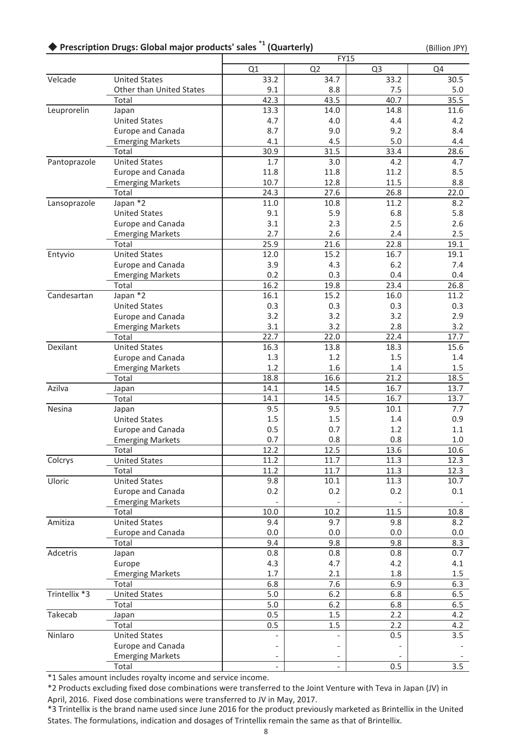### ◆ Prescription Drugs: Global major products' sales [*1] (Quarterly)

(Billion JPY)

| | | FY15 | | | |
|---|---|---|---|---|---|
| | | Q1 | Q2 | Q3 | Q4 |
| Velcade | United States | 33.2 | 34.7 | 33.2 | 30.5 |
| | Other than United States | 9.1 | 8.8 | 7.5 | 5.0 |
| | Total | 42.3 | 43.5 | 40.7 | 35.5 |
| Leuprorelin | Japan | 13.3 | 14.0 | 14.8 | 11.6 |
| | United States | 4.7 | 4.0 | 4.4 | 4.2 |
| | Europe and Canada | 8.7 | 9.0 | 9.2 | 8.4 |
| | Emerging Markets | 4.1 | 4.5 | 5.0 | 4.4 |
| | Total | 30.9 | 31.5 | 33.4 | 28.6 |
| Pantoprazole | United States | 1.7 | 3.0 | 4.2 | 4.7 |
| | Europe and Canada | 11.8 | 11.8 | 11.2 | 8.5 |
| | Emerging Markets | 10.7 | 12.8 | 11.5 | 8.8 |
| | Total | 24.3 | 27.6 | 26.8 | 22.0 |
| Lansoprazole | Japan *2 | 11.0 | 10.8 | 11.2 | 8.2 |
| | United States | 9.1 | 5.9 | 6.8 | 5.8 |
| | Europe and Canada | 3.1 | 2.3 | 2.5 | 2.6 |
| | Emerging Markets | 2.7 | 2.6 | 2.4 | 2.5 |
| | Total | 25.9 | 21.6 | 22.8 | 19.1 |
| Entyvio | United States | 12.0 | 15.2 | 16.7 | 19.1 |
| | Europe and Canada | 3.9 | 4.3 | 6.2 | 7.4 |
| | Emerging Markets | 0.2 | 0.3 | 0.4 | 0.4 |
| | Total | 16.2 | 19.8 | 23.4 | 26.8 |
| Candesartan | Japan *2 | 16.1 | 15.2 | 16.0 | 11.2 |
| | United States | 0.3 | 0.3 | 0.3 | 0.3 |
| | Europe and Canada | 3.2 | 3.2 | 3.2 | 2.9 |
| | Emerging Markets | 3.1 | 3.2 | 2.8 | 3.2 |
| | Total | 22.7 | 22.0 | 22.4 | 17.7 |
| Dexilant | United States | 16.3 | 13.8 | 18.3 | 15.6 |
| | Europe and Canada | 1.3 | 1.2 | 1.5 | 1.4 |
| | Emerging Markets | 1.2 | 1.6 | 1.4 | 1.5 |
| | Total | 18.8 | 16.6 | 21.2 | 18.5 |
| Azilva | Japan | 14.1 | 14.5 | 16.7 | 13.7 |
| | Total | 14.1 | 14.5 | 16.7 | 13.7 |
| Nesina | Japan | 9.5 | 9.5 | 10.1 | 7.7 |
| | United States | 1.5 | 1.5 | 1.4 | 0.9 |
| | Europe and Canada | 0.5 | 0.7 | 1.2 | 1.1 |
| | Emerging Markets | 0.7 | 0.8 | 0.8 | 1.0 |
| | Total | 12.2 | 12.5 | 13.6 | 10.6 |
| Colcrys | United States | 11.2 | 11.7 | 11.3 | 12.3 |
| | Total | 11.2 | 11.7 | 11.3 | 12.3 |
| Uloric | United States | 9.8 | 10.1 | 11.3 | 10.7 |
| | Europe and Canada | 0.2 | 0.2 | 0.2 | 0.1 |
| | Emerging Markets | - | - | - | - |
| | Total | 10.0 | 10.2 | 11.5 | 10.8 |
| Amitiza | United States | 9.4 | 9.7 | 9.8 | 8.2 |
| | Europe and Canada | 0.0 | 0.0 | 0.0 | 0.0 |
| | Total | 9.4 | 9.8 | 9.8 | 8.3 |
| Adcetris | Japan | 0.8 | 0.8 | 0.8 | 0.7 |
| | Europe | 4.3 | 4.7 | 4.2 | 4.1 |
| | Emerging Markets | 1.7 | 2.1 | 1.8 | 1.5 |
| | Total | 6.8 | 7.6 | 6.9 | 6.3 |
| Trintellix *3 | United States | 5.0 | 6.2 | 6.8 | 6.5 |
| | Total | 5.0 | 6.2 | 6.8 | 6.5 |
| Takecab | Japan | 0.5 | 1.5 | 2.2 | 4.2 |
| | Total | 0.5 | 1.5 | 2.2 | 4.2 |
| Ninlaro | United States | - | - | 0.5 | 3.5 |
| | Europe and Canada | - | - | - | - |
| | Emerging Markets | - | - | - | - |
| | Total | - | - | 0.5 | 3.5 |

*1 Sales amount includes royalty income and service income.

*2 Products excluding fixed dose combinations were transferred to the Joint Venture with Teva in Japan (JV) in April, 2016. Fixed dose combinations were transferred to JV in May, 2017.

*3 Trintellix is the brand name used since June 2016 for the product previously marketed as Brintellix in the United States. The formulations, indication and dosages of Trintellix remain the same as that of Brintellix.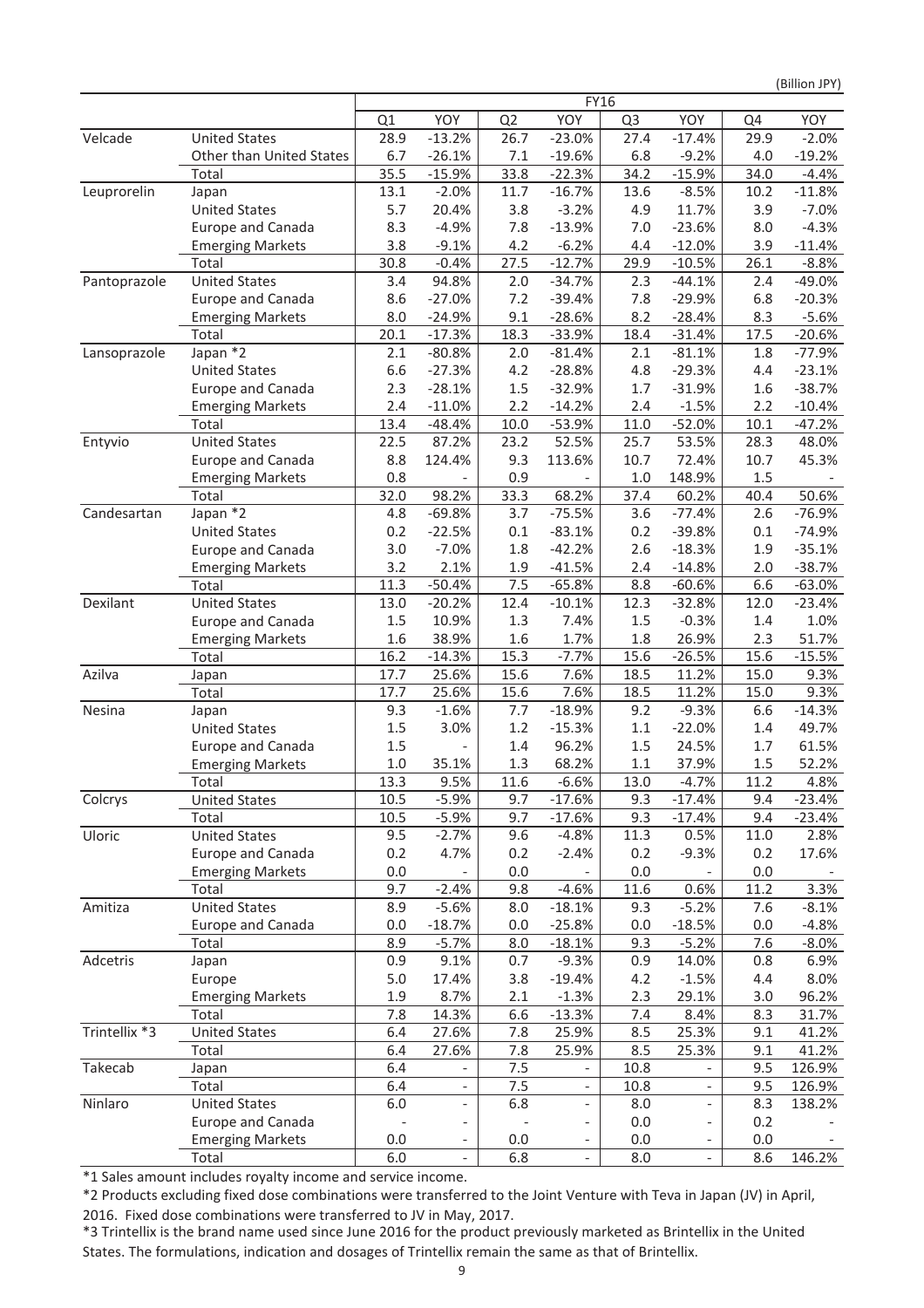(Billion JPY)

| | | FY16 | | | | | | | |
|---|---|---|---|---|---|---|---|---|---|
| | | Q1 | YOY | Q2 | YOY | Q3 | YOY | Q4 | YOY |
| Velcade | United States | 28.9 | -13.2% | 26.7 | -23.0% | 27.4 | -17.4% | 29.9 | -2.0% |
| | Other than United States | 6.7 | -26.1% | 7.1 | -19.6% | 6.8 | -9.2% | 4.0 | -19.2% |
| | Total | 35.5 | -15.9% | 33.8 | -22.3% | 34.2 | -15.9% | 34.0 | -4.4% |
| Leuprorelin | Japan | 13.1 | -2.0% | 11.7 | -16.7% | 13.6 | -8.5% | 10.2 | -11.8% |
| | United States | 5.7 | 20.4% | 3.8 | -3.2% | 4.9 | 11.7% | 3.9 | -7.0% |
| | Europe and Canada | 8.3 | -4.9% | 7.8 | -13.9% | 7.0 | -23.6% | 8.0 | -4.3% |
| | Emerging Markets | 3.8 | -9.1% | 4.2 | -6.2% | 4.4 | -12.0% | 3.9 | -11.4% |
| | Total | 30.8 | -0.4% | 27.5 | -12.7% | 29.9 | -10.5% | 26.1 | -8.8% |
| Pantoprazole | United States | 3.4 | 94.8% | 2.0 | -34.7% | 2.3 | -44.1% | 2.4 | -49.0% |
| | Europe and Canada | 8.6 | -27.0% | 7.2 | -39.4% | 7.8 | -29.9% | 6.8 | -20.3% |
| | Emerging Markets | 8.0 | -24.9% | 9.1 | -28.6% | 8.2 | -28.4% | 8.3 | -5.6% |
| | Total | 20.1 | -17.3% | 18.3 | -33.9% | 18.4 | -31.4% | 17.5 | -20.6% |
| Lansoprazole | Japan *2 | 2.1 | -80.8% | 2.0 | -81.4% | 2.1 | -81.1% | 1.8 | -77.9% |
| | United States | 6.6 | -27.3% | 4.2 | -28.8% | 4.8 | -29.3% | 4.4 | -23.1% |
| | Europe and Canada | 2.3 | -28.1% | 1.5 | -32.9% | 1.7 | -31.9% | 1.6 | -38.7% |
| | Emerging Markets | 2.4 | -11.0% | 2.2 | -14.2% | 2.4 | -1.5% | 2.2 | -10.4% |
| | Total | 13.4 | -48.4% | 10.0 | -53.9% | 11.0 | -52.0% | 10.1 | -47.2% |
| Entyvio | United States | 22.5 | 87.2% | 23.2 | 52.5% | 25.7 | 53.5% | 28.3 | 48.0% |
| | Europe and Canada | 8.8 | 124.4% | 9.3 | 113.6% | 10.7 | 72.4% | 10.7 | 45.3% |
| | Emerging Markets | 0.8 | - | 0.9 | - | 1.0 | 148.9% | 1.5 | - |
| | Total | 32.0 | 98.2% | 33.3 | 68.2% | 37.4 | 60.2% | 40.4 | 50.6% |
| Candesartan | Japan *2 | 4.8 | -69.8% | 3.7 | -75.5% | 3.6 | -77.4% | 2.6 | -76.9% |
| | United States | 0.2 | -22.5% | 0.1 | -83.1% | 0.2 | -39.8% | 0.1 | -74.9% |
| | Europe and Canada | 3.0 | -7.0% | 1.8 | -42.2% | 2.6 | -18.3% | 1.9 | -35.1% |
| | Emerging Markets | 3.2 | 2.1% | 1.9 | -41.5% | 2.4 | -14.8% | 2.0 | -38.7% |
| | Total | 11.3 | -50.4% | 7.5 | -65.8% | 8.8 | -60.6% | 6.6 | -63.0% |
| Dexilant | United States | 13.0 | -20.2% | 12.4 | -10.1% | 12.3 | -32.8% | 12.0 | -23.4% |
| | Europe and Canada | 1.5 | 10.9% | 1.3 | 7.4% | 1.5 | -0.3% | 1.4 | 1.0% |
| | Emerging Markets | 1.6 | 38.9% | 1.6 | 1.7% | 1.8 | 26.9% | 2.3 | 51.7% |
| | Total | 16.2 | -14.3% | 15.3 | -7.7% | 15.6 | -26.5% | 15.6 | -15.5% |
| Azilva | Japan | 17.7 | 25.6% | 15.6 | 7.6% | 18.5 | 11.2% | 15.0 | 9.3% |
| | Total | 17.7 | 25.6% | 15.6 | 7.6% | 18.5 | 11.2% | 15.0 | 9.3% |
| Nesina | Japan | 9.3 | -1.6% | 7.7 | -18.9% | 9.2 | -9.3% | 6.6 | -14.3% |
| | United States | 1.5 | 3.0% | 1.2 | -15.3% | 1.1 | -22.0% | 1.4 | 49.7% |
| | Europe and Canada | 1.5 | - | 1.4 | 96.2% | 1.5 | 24.5% | 1.7 | 61.5% |
| | Emerging Markets | 1.0 | 35.1% | 1.3 | 68.2% | 1.1 | 37.9% | 1.5 | 52.2% |
| | Total | 13.3 | 9.5% | 11.6 | -6.6% | 13.0 | -4.7% | 11.2 | 4.8% |
| Colcrys | United States | 10.5 | -5.9% | 9.7 | -17.6% | 9.3 | -17.4% | 9.4 | -23.4% |
| | Total | 10.5 | -5.9% | 9.7 | -17.6% | 9.3 | -17.4% | 9.4 | -23.4% |
| Uloric | United States | 9.5 | -2.7% | 9.6 | -4.8% | 11.3 | 0.5% | 11.0 | 2.8% |
| | Europe and Canada | 0.2 | 4.7% | 0.2 | -2.4% | 0.2 | -9.3% | 0.2 | 17.6% |
| | Emerging Markets | 0.0 | - | 0.0 | - | 0.0 | - | 0.0 | - |
| | Total | 9.7 | -2.4% | 9.8 | -4.6% | 11.6 | 0.6% | 11.2 | 3.3% |
| Amitiza | United States | 8.9 | -5.6% | 8.0 | -18.1% | 9.3 | -5.2% | 7.6 | -8.1% |
| | Europe and Canada | 0.0 | -18.7% | 0.0 | -25.8% | 0.0 | -18.5% | 0.0 | -4.8% |
| | Total | 8.9 | -5.7% | 8.0 | -18.1% | 9.3 | -5.2% | 7.6 | -8.0% |
| Adcetris | Japan | 0.9 | 9.1% | 0.7 | -9.3% | 0.9 | 14.0% | 0.8 | 6.9% |
| | Europe | 5.0 | 17.4% | 3.8 | -19.4% | 4.2 | -1.5% | 4.4 | 8.0% |
| | Emerging Markets | 1.9 | 8.7% | 2.1 | -1.3% | 2.3 | 29.1% | 3.0 | 96.2% |
| | Total | 7.8 | 14.3% | 6.6 | -13.3% | 7.4 | 8.4% | 8.3 | 31.7% |
| Trintellix *3 | United States | 6.4 | 27.6% | 7.8 | 25.9% | 8.5 | 25.3% | 9.1 | 41.2% |
| | Total | 6.4 | 27.6% | 7.8 | 25.9% | 8.5 | 25.3% | 9.1 | 41.2% |
| Takecab | Japan | 6.4 | - | 7.5 | - | 10.8 | - | 9.5 | 126.9% |
| | Total | 6.4 | - | 7.5 | - | 10.8 | - | 9.5 | 126.9% |
| Ninlaro | United States | 6.0 | - | 6.8 | - | 8.0 | - | 8.3 | 138.2% |
| | Europe and Canada | - | - | - | - | 0.0 | - | 0.2 | - |
| | Emerging Markets | 0.0 | - | 0.0 | - | 0.0 | - | 0.0 | - |
| | Total | 6.0 | - | 6.8 | - | 8.0 | - | 8.6 | 146.2% |

*1 Sales amount includes royalty income and service income.

*2 Products excluding fixed dose combinations were transferred to the Joint Venture with Teva in Japan (JV) in April, 2016. Fixed dose combinations were transferred to JV in May, 2017.

*3 Trintellix is the brand name used since June 2016 for the product previously marketed as Brintellix in the United States. The formulations, indication and dosages of Trintellix remain the same as that of Brintellix.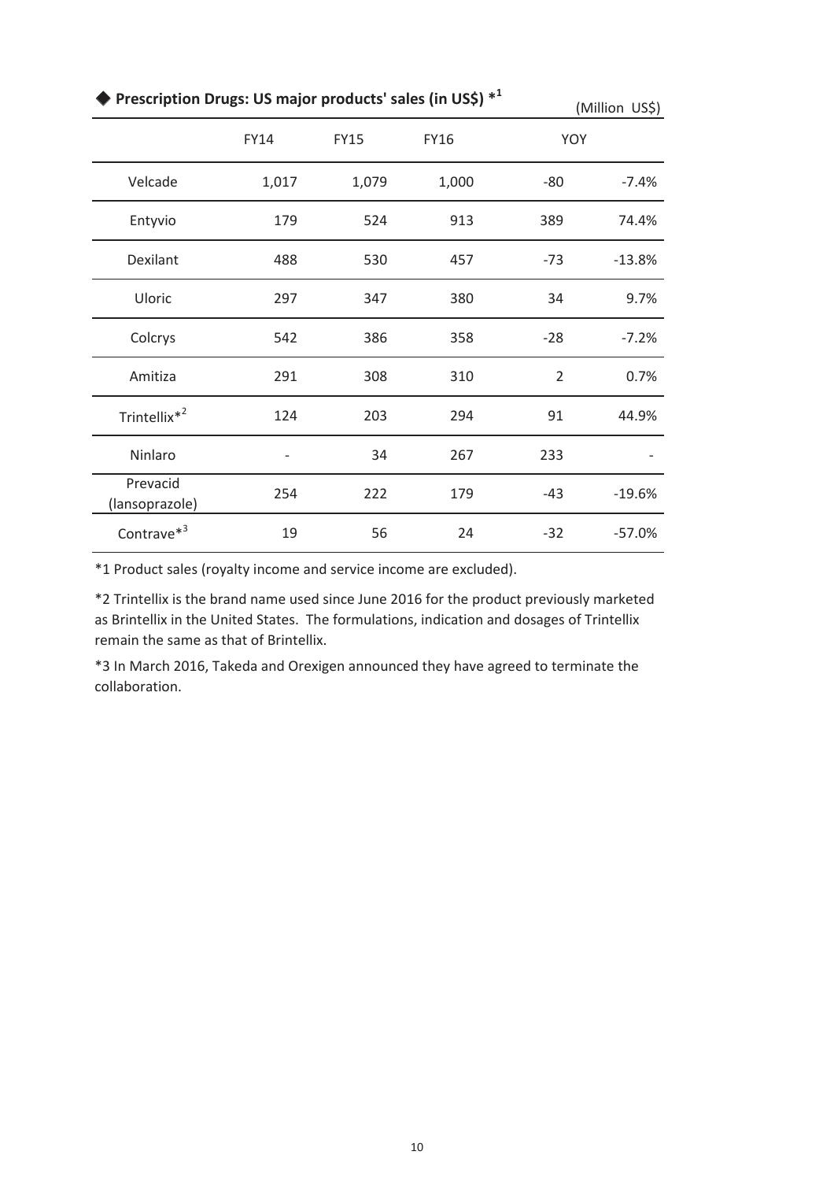### ◆ Prescription Drugs: US major products' sales (in US$) *[1]

(Million US$)

| | FY14 | FY15 | FY16 | YOY | |
|---|---|---|---|---|---|
| Velcade | 1,017 | 1,079 | 1,000 | -80 | -7.4% |
| Entyvio | 179 | 524 | 913 | 389 | 74.4% |
| Dexilant | 488 | 530 | 457 | -73 | -13.8% |
| Uloric | 297 | 347 | 380 | 34 | 9.7% |
| Colcrys | 542 | 386 | 358 | -28 | -7.2% |
| Amitiza | 291 | 308 | 310 | 2 | 0.7% |
| Trintellix*[2] | 124 | 203 | 294 | 91 | 44.9% |
| Ninlaro | - | 34 | 267 | 233 | - |
| Prevacid (lansoprazole) | 254 | 222 | 179 | -43 | -19.6% |
| Contrave*[3] | 19 | 56 | 24 | -32 | -57.0% |

*1 Product sales (royalty income and service income are excluded).

*2 Trintellix is the brand name used since June 2016 for the product previously marketed as Brintellix in the United States. The formulations, indication and dosages of Trintellix remain the same as that of Brintellix.

*3 In March 2016, Takeda and Orexigen announced they have agreed to terminate the collaboration.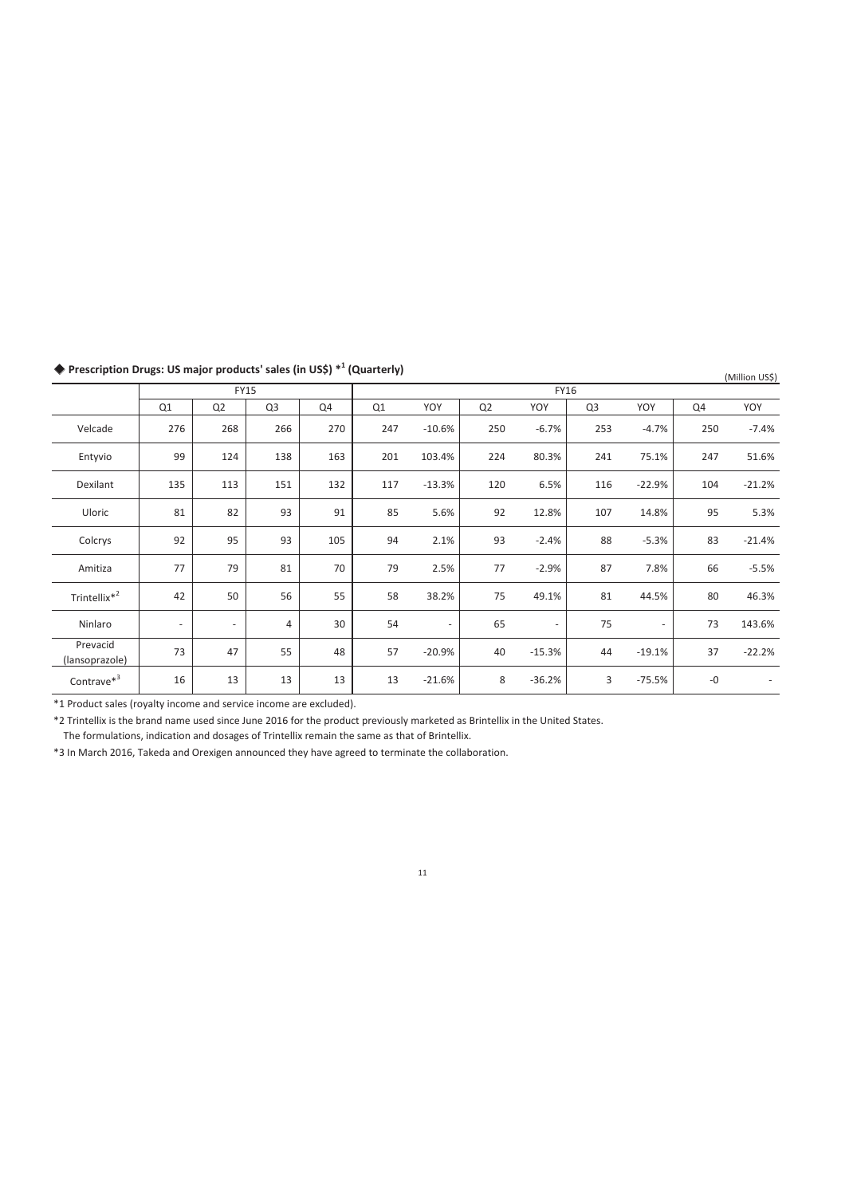### ◆ Prescription Drugs: US major products' sales (in US$) *[1] (Quarterly)

(Million US$)

| | FY15 | | | | FY16 | | | | | | | |
|---|---|---|---|---|---|---|---|---|---|---|---|---|
| | Q1 | Q2 | Q3 | Q4 | Q1 | YOY | Q2 | YOY | Q3 | YOY | Q4 | YOY |
| Velcade | 276 | 268 | 266 | 270 | 247 | -10.6% | 250 | -6.7% | 253 | -4.7% | 250 | -7.4% |
| Entyvio | 99 | 124 | 138 | 163 | 201 | 103.4% | 224 | 80.3% | 241 | 75.1% | 247 | 51.6% |
| Dexilant | 135 | 113 | 151 | 132 | 117 | -13.3% | 120 | 6.5% | 116 | -22.9% | 104 | -21.2% |
| Uloric | 81 | 82 | 93 | 91 | 85 | 5.6% | 92 | 12.8% | 107 | 14.8% | 95 | 5.3% |
| Colcrys | 92 | 95 | 93 | 105 | 94 | 2.1% | 93 | -2.4% | 88 | -5.3% | 83 | -21.4% |
| Amitiza | 77 | 79 | 81 | 70 | 79 | 2.5% | 77 | -2.9% | 87 | 7.8% | 66 | -5.5% |
| Trintellix*[2] | 42 | 50 | 56 | 55 | 58 | 38.2% | 75 | 49.1% | 81 | 44.5% | 80 | 46.3% |
| Ninlaro | - | - | 4 | 30 | 54 | - | 65 | - | 75 | - | 73 | 143.6% |
| Prevacid (lansoprazole) | 73 | 47 | 55 | 48 | 57 | -20.9% | 40 | -15.3% | 44 | -19.1% | 37 | -22.2% |
| Contrave*[3] | 16 | 13 | 13 | 13 | 13 | -21.6% | 8 | -36.2% | 3 | -75.5% | -0 | - |

*1 Product sales (royalty income and service income are excluded).

*2 Trintellix is the brand name used since June 2016 for the product previously marketed as Brintellix in the United States.
The formulations, indication and dosages of Trintellix remain the same as that of Brintellix.

*3 In March 2016, Takeda and Orexigen announced they have agreed to terminate the collaboration.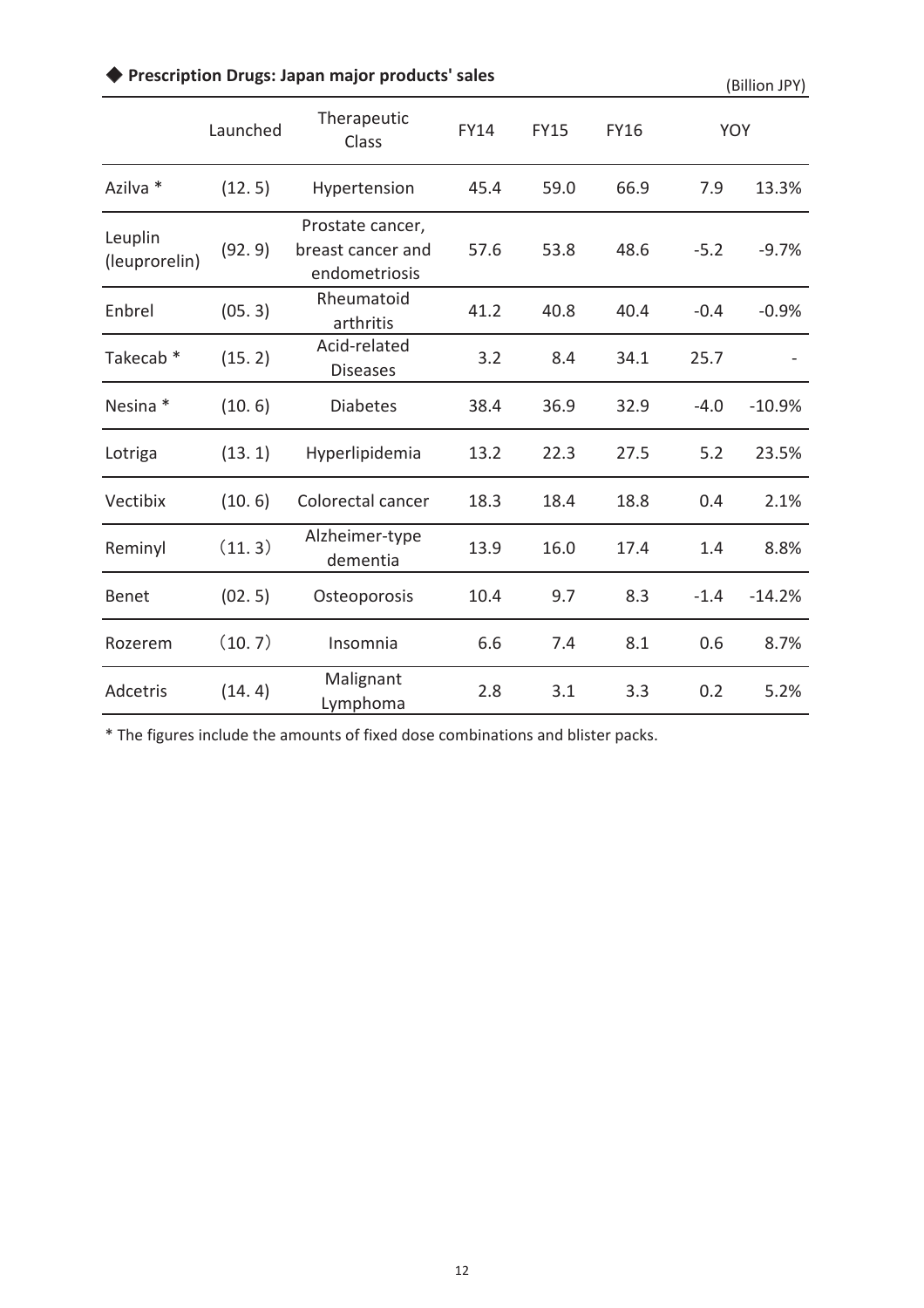### ◆ Prescription Drugs: Japan major products' sales

(Billion JPY)

| | Launched | Therapeutic Class | FY14 | FY15 | FY16 | YOY | |
|---|---|---|---|---|---|---|---|
| Azilva * | (12. 5) | Hypertension | 45.4 | 59.0 | 66.9 | 7.9 | 13.3% |
| Leuplin (leuprorelin) | (92. 9) | Prostate cancer, breast cancer and endometriosis | 57.6 | 53.8 | 48.6 | -5.2 | -9.7% |
| Enbrel | (05. 3) | Rheumatoid arthritis | 41.2 | 40.8 | 40.4 | -0.4 | -0.9% |
| Takecab * | (15. 2) | Acid-related Diseases | 3.2 | 8.4 | 34.1 | 25.7 | - |
| Nesina * | (10. 6) | Diabetes | 38.4 | 36.9 | 32.9 | -4.0 | -10.9% |
| Lotriga | (13. 1) | Hyperlipidemia | 13.2 | 22.3 | 27.5 | 5.2 | 23.5% |
| Vectibix | (10. 6) | Colorectal cancer | 18.3 | 18.4 | 18.8 | 0.4 | 2.1% |
| Reminyl | （11. 3） | Alzheimer-type dementia | 13.9 | 16.0 | 17.4 | 1.4 | 8.8% |
| Benet | (02. 5) | Osteoporosis | 10.4 | 9.7 | 8.3 | -1.4 | -14.2% |
| Rozerem | （10. 7） | Insomnia | 6.6 | 7.4 | 8.1 | 0.6 | 8.7% |
| Adcetris | (14. 4) | Malignant Lymphoma | 2.8 | 3.1 | 3.3 | 0.2 | 5.2% |

* The figures include the amounts of fixed dose combinations and blister packs.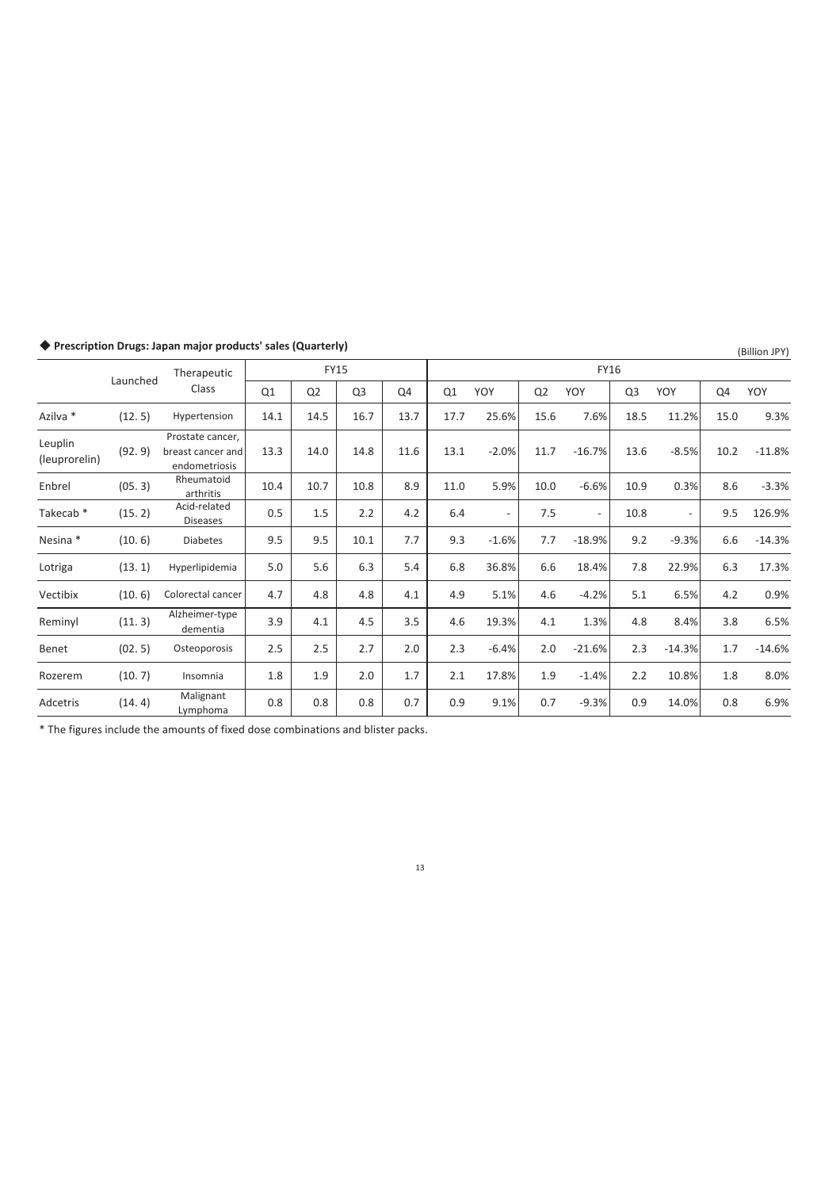### ◆ Prescription Drugs: Japan major products' sales (Quarterly)

(Billion JPY)

| | Launched | Therapeutic Class | FY15 | | | | FY16 | | | | | | | |
|---|---|---|---|---|---|---|---|---|---|---|---|---|---|---|
| | | | Q1 | Q2 | Q3 | Q4 | Q1 | YOY | Q2 | YOY | Q3 | YOY | Q4 | YOY |
| Azilva * | (12. 5) | Hypertension | 14.1 | 14.5 | 16.7 | 13.7 | 17.7 | 25.6% | 15.6 | 7.6% | 18.5 | 11.2% | 15.0 | 9.3% |
| Leuplin (leuprorelin) | (92. 9) | Prostate cancer, breast cancer and endometriosis | 13.3 | 14.0 | 14.8 | 11.6 | 13.1 | -2.0% | 11.7 | -16.7% | 13.6 | -8.5% | 10.2 | -11.8% |
| Enbrel | (05. 3) | Rheumatoid arthritis | 10.4 | 10.7 | 10.8 | 8.9 | 11.0 | 5.9% | 10.0 | -6.6% | 10.9 | 0.3% | 8.6 | -3.3% |
| Takecab * | (15. 2) | Acid-related Diseases | 0.5 | 1.5 | 2.2 | 4.2 | 6.4 | - | 7.5 | - | 10.8 | - | 9.5 | 126.9% |
| Nesina * | (10. 6) | Diabetes | 9.5 | 9.5 | 10.1 | 7.7 | 9.3 | -1.6% | 7.7 | -18.9% | 9.2 | -9.3% | 6.6 | -14.3% |
| Lotriga | (13. 1) | Hyperlipidemia | 5.0 | 5.6 | 6.3 | 5.4 | 6.8 | 36.8% | 6.6 | 18.4% | 7.8 | 22.9% | 6.3 | 17.3% |
| Vectibix | (10. 6) | Colorectal cancer | 4.7 | 4.8 | 4.8 | 4.1 | 4.9 | 5.1% | 4.6 | -4.2% | 5.1 | 6.5% | 4.2 | 0.9% |
| Reminyl | (11. 3) | Alzheimer-type dementia | 3.9 | 4.1 | 4.5 | 3.5 | 4.6 | 19.3% | 4.1 | 1.3% | 4.8 | 8.4% | 3.8 | 6.5% |
| Benet | (02. 5) | Osteoporosis | 2.5 | 2.5 | 2.7 | 2.0 | 2.3 | -6.4% | 2.0 | -21.6% | 2.3 | -14.3% | 1.7 | -14.6% |
| Rozerem | (10. 7) | Insomnia | 1.8 | 1.9 | 2.0 | 1.7 | 2.1 | 17.8% | 1.9 | -1.4% | 2.2 | 10.8% | 1.8 | 8.0% |
| Adcetris | (14. 4) | Malignant Lymphoma | 0.8 | 0.8 | 0.8 | 0.7 | 0.9 | 9.1% | 0.7 | -9.3% | 0.9 | 14.0% | 0.8 | 6.9% |

* The figures include the amounts of fixed dose combinations and blister packs.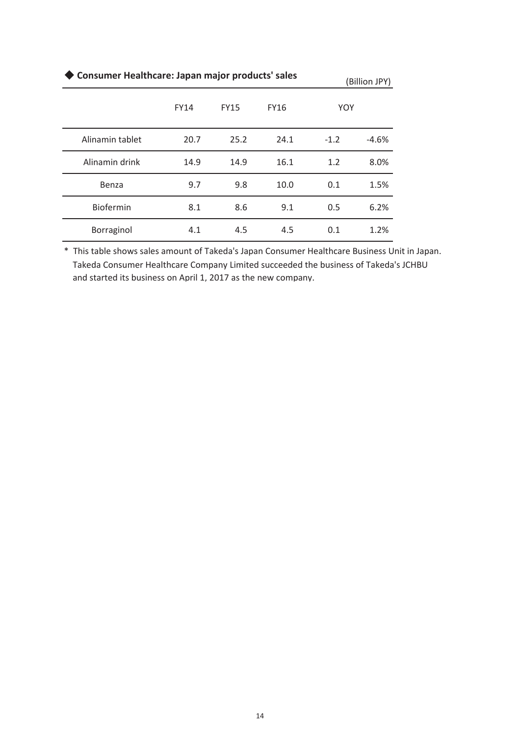## ◆ Consumer Healthcare: Japan major products' sales

(Billion JPY)

| | FY14 | FY15 | FY16 | YOY | |
|---|---|---|---|---|---|
| Alinamin tablet | 20.7 | 25.2 | 24.1 | -1.2 | -4.6% |
| Alinamin drink | 14.9 | 14.9 | 16.1 | 1.2 | 8.0% |
| Benza | 9.7 | 9.8 | 10.0 | 0.1 | 1.5% |
| Biofermin | 8.1 | 8.6 | 9.1 | 0.5 | 6.2% |
| Borraginol | 4.1 | 4.5 | 4.5 | 0.1 | 1.2% |

\* This table shows sales amount of Takeda's Japan Consumer Healthcare Business Unit in Japan. Takeda Consumer Healthcare Company Limited succeeded the business of Takeda's JCHBU and started its business on April 1, 2017 as the new company.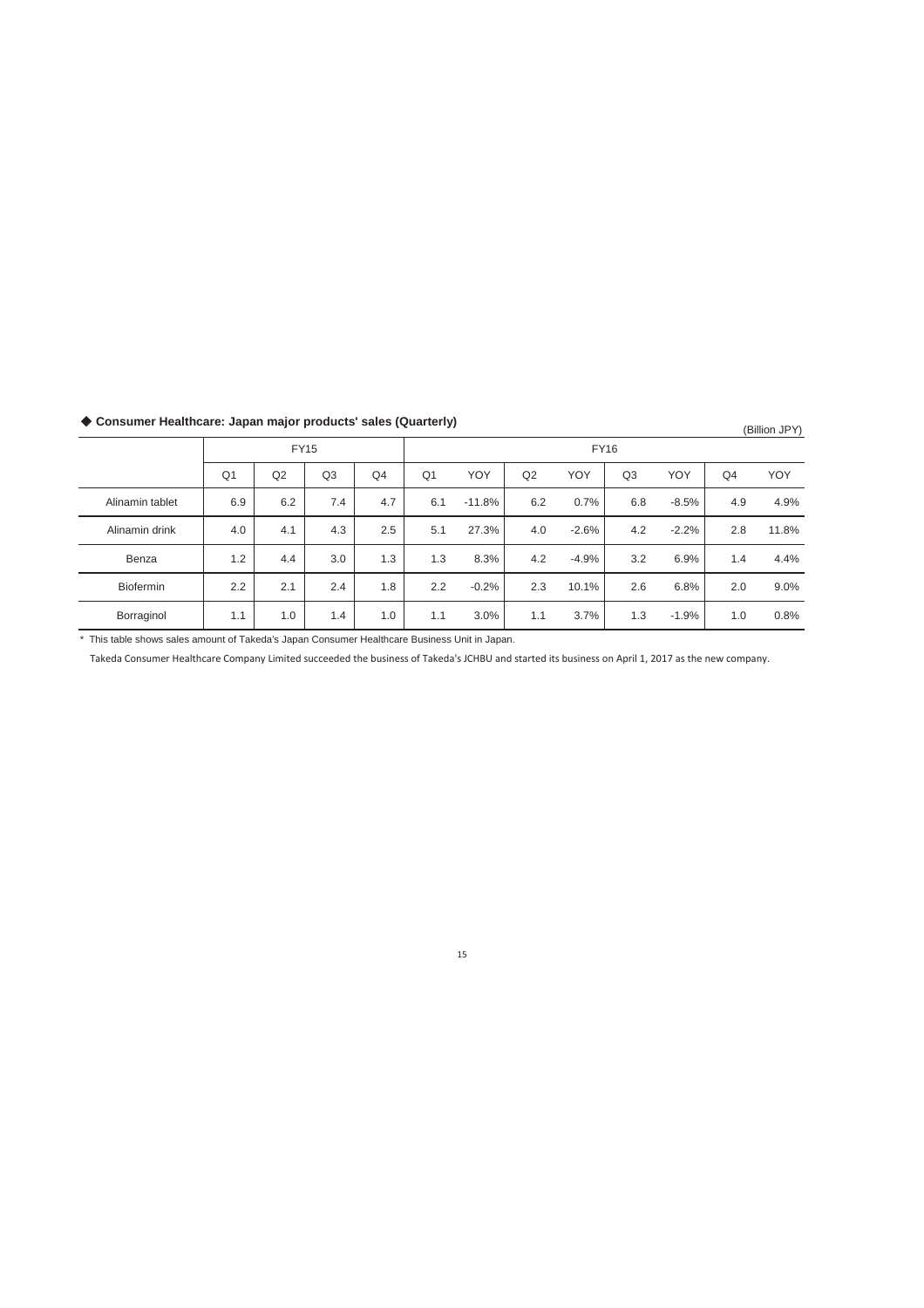### ◆ Consumer Healthcare: Japan major products' sales (Quarterly)

(Billion JPY)

| | FY15 | | | | FY16 | | | | | | | |
|---|---|---|---|---|---|---|---|---|---|---|---|---|
| | Q1 | Q2 | Q3 | Q4 | Q1 | YOY | Q2 | YOY | Q3 | YOY | Q4 | YOY |
| Alinamin tablet | 6.9 | 6.2 | 7.4 | 4.7 | 6.1 | -11.8% | 6.2 | 0.7% | 6.8 | -8.5% | 4.9 | 4.9% |
| Alinamin drink | 4.0 | 4.1 | 4.3 | 2.5 | 5.1 | 27.3% | 4.0 | -2.6% | 4.2 | -2.2% | 2.8 | 11.8% |
| Benza | 1.2 | 4.4 | 3.0 | 1.3 | 1.3 | 8.3% | 4.2 | -4.9% | 3.2 | 6.9% | 1.4 | 4.4% |
| Biofermin | 2.2 | 2.1 | 2.4 | 1.8 | 2.2 | -0.2% | 2.3 | 10.1% | 2.6 | 6.8% | 2.0 | 9.0% |
| Borraginol | 1.1 | 1.0 | 1.4 | 1.0 | 1.1 | 3.0% | 1.1 | 3.7% | 1.3 | -1.9% | 1.0 | 0.8% |

* This table shows sales amount of Takeda's Japan Consumer Healthcare Business Unit in Japan.

Takeda Consumer Healthcare Company Limited succeeded the business of Takeda's JCHBU and started its business on April 1, 2017 as the new company.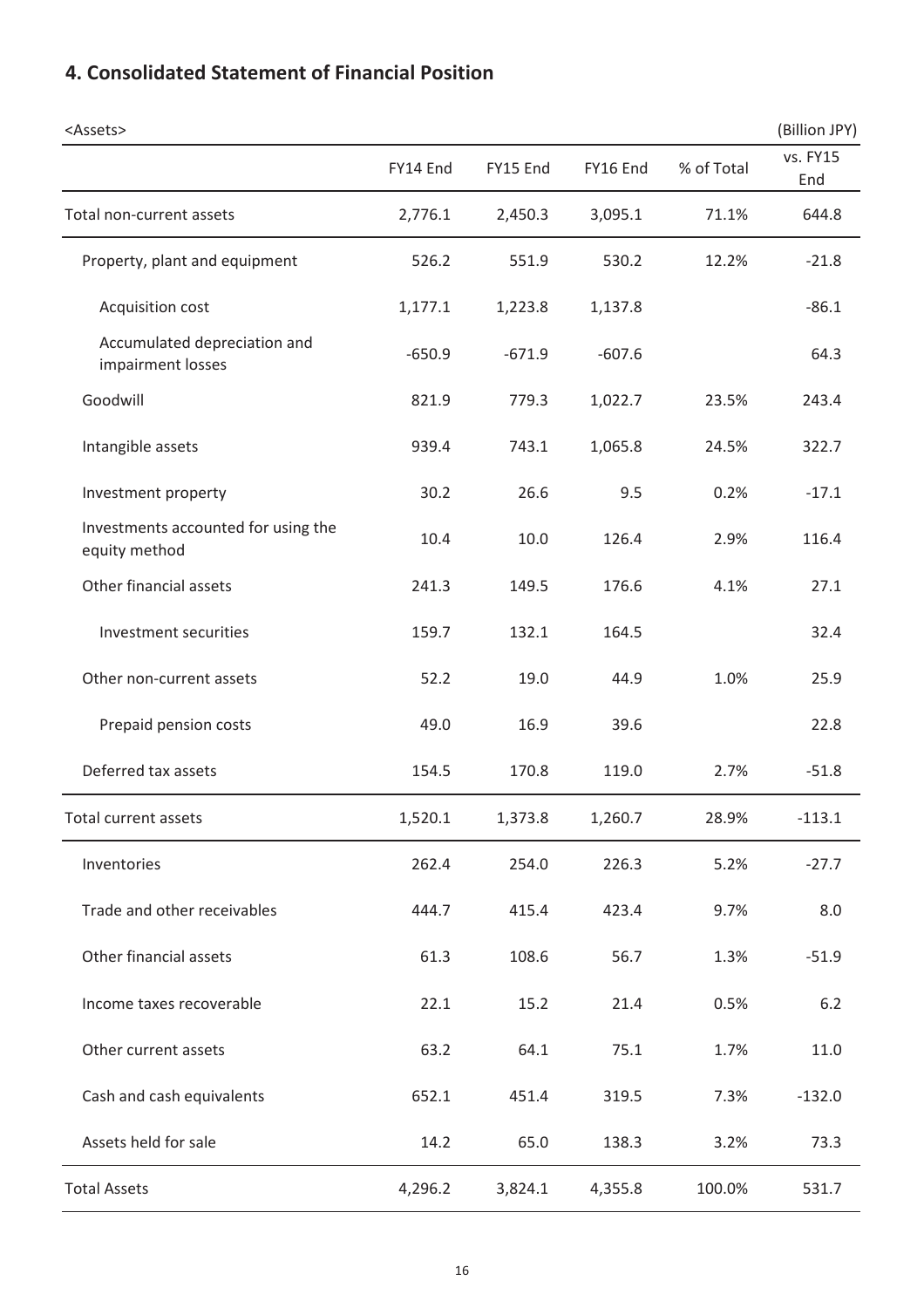## 4. Consolidated Statement of Financial Position

<Assets> (Billion JPY)

| | FY14 End | FY15 End | FY16 End | % of Total | vs. FY15 End |
|---|---|---|---|---|---|
| Total non-current assets | 2,776.1 | 2,450.3 | 3,095.1 | 71.1% | 644.8 |
| Property, plant and equipment | 526.2 | 551.9 | 530.2 | 12.2% | -21.8 |
| Acquisition cost | 1,177.1 | 1,223.8 | 1,137.8 | | -86.1 |
| Accumulated depreciation and impairment losses | -650.9 | -671.9 | -607.6 | | 64.3 |
| Goodwill | 821.9 | 779.3 | 1,022.7 | 23.5% | 243.4 |
| Intangible assets | 939.4 | 743.1 | 1,065.8 | 24.5% | 322.7 |
| Investment property | 30.2 | 26.6 | 9.5 | 0.2% | -17.1 |
| Investments accounted for using the equity method | 10.4 | 10.0 | 126.4 | 2.9% | 116.4 |
| Other financial assets | 241.3 | 149.5 | 176.6 | 4.1% | 27.1 |
| Investment securities | 159.7 | 132.1 | 164.5 | | 32.4 |
| Other non-current assets | 52.2 | 19.0 | 44.9 | 1.0% | 25.9 |
| Prepaid pension costs | 49.0 | 16.9 | 39.6 | | 22.8 |
| Deferred tax assets | 154.5 | 170.8 | 119.0 | 2.7% | -51.8 |
| Total current assets | 1,520.1 | 1,373.8 | 1,260.7 | 28.9% | -113.1 |
| Inventories | 262.4 | 254.0 | 226.3 | 5.2% | -27.7 |
| Trade and other receivables | 444.7 | 415.4 | 423.4 | 9.7% | 8.0 |
| Other financial assets | 61.3 | 108.6 | 56.7 | 1.3% | -51.9 |
| Income taxes recoverable | 22.1 | 15.2 | 21.4 | 0.5% | 6.2 |
| Other current assets | 63.2 | 64.1 | 75.1 | 1.7% | 11.0 |
| Cash and cash equivalents | 652.1 | 451.4 | 319.5 | 7.3% | -132.0 |
| Assets held for sale | 14.2 | 65.0 | 138.3 | 3.2% | 73.3 |
| Total Assets | 4,296.2 | 3,824.1 | 4,355.8 | 100.0% | 531.7 |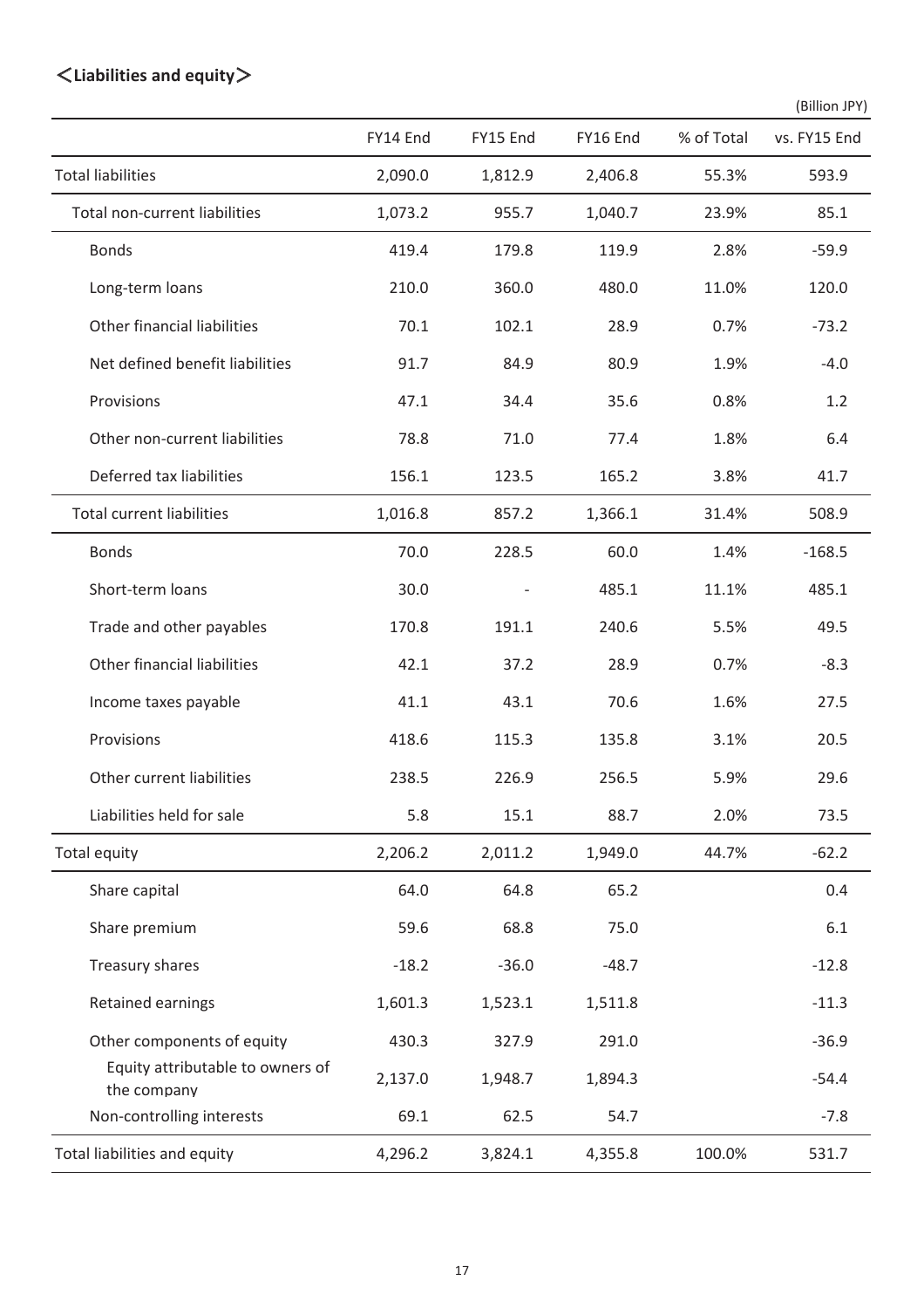## ＜Liabilities and equity＞

(Billion JPY)

| | FY14 End | FY15 End | FY16 End | % of Total | vs. FY15 End |
|---|---|---|---|---|---|
| Total liabilities | 2,090.0 | 1,812.9 | 2,406.8 | 55.3% | 593.9 |
| Total non-current liabilities | 1,073.2 | 955.7 | 1,040.7 | 23.9% | 85.1 |
| Bonds | 419.4 | 179.8 | 119.9 | 2.8% | -59.9 |
| Long-term loans | 210.0 | 360.0 | 480.0 | 11.0% | 120.0 |
| Other financial liabilities | 70.1 | 102.1 | 28.9 | 0.7% | -73.2 |
| Net defined benefit liabilities | 91.7 | 84.9 | 80.9 | 1.9% | -4.0 |
| Provisions | 47.1 | 34.4 | 35.6 | 0.8% | 1.2 |
| Other non-current liabilities | 78.8 | 71.0 | 77.4 | 1.8% | 6.4 |
| Deferred tax liabilities | 156.1 | 123.5 | 165.2 | 3.8% | 41.7 |
| Total current liabilities | 1,016.8 | 857.2 | 1,366.1 | 31.4% | 508.9 |
| Bonds | 70.0 | 228.5 | 60.0 | 1.4% | -168.5 |
| Short-term loans | 30.0 | - | 485.1 | 11.1% | 485.1 |
| Trade and other payables | 170.8 | 191.1 | 240.6 | 5.5% | 49.5 |
| Other financial liabilities | 42.1 | 37.2 | 28.9 | 0.7% | -8.3 |
| Income taxes payable | 41.1 | 43.1 | 70.6 | 1.6% | 27.5 |
| Provisions | 418.6 | 115.3 | 135.8 | 3.1% | 20.5 |
| Other current liabilities | 238.5 | 226.9 | 256.5 | 5.9% | 29.6 |
| Liabilities held for sale | 5.8 | 15.1 | 88.7 | 2.0% | 73.5 |
| Total equity | 2,206.2 | 2,011.2 | 1,949.0 | 44.7% | -62.2 |
| Share capital | 64.0 | 64.8 | 65.2 | | 0.4 |
| Share premium | 59.6 | 68.8 | 75.0 | | 6.1 |
| Treasury shares | -18.2 | -36.0 | -48.7 | | -12.8 |
| Retained earnings | 1,601.3 | 1,523.1 | 1,511.8 | | -11.3 |
| Other components of equity | 430.3 | 327.9 | 291.0 | | -36.9 |
| Equity attributable to owners of the company | 2,137.0 | 1,948.7 | 1,894.3 | | -54.4 |
| Non-controlling interests | 69.1 | 62.5 | 54.7 | | -7.8 |
| Total liabilities and equity | 4,296.2 | 3,824.1 | 4,355.8 | 100.0% | 531.7 |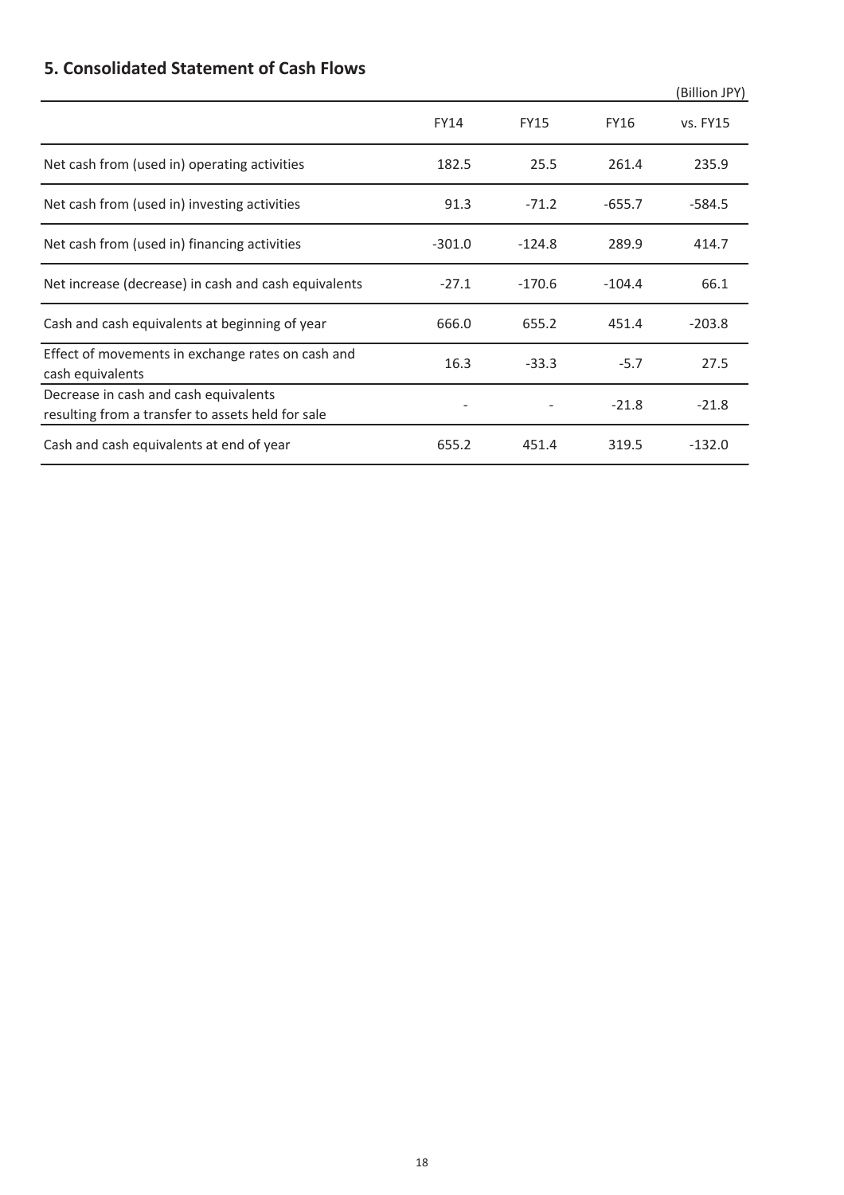## 5. Consolidated Statement of Cash Flows

(Billion JPY)

| | FY14 | FY15 | FY16 | vs. FY15 |
|---|---|---|---|---|
| Net cash from (used in) operating activities | 182.5 | 25.5 | 261.4 | 235.9 |
| Net cash from (used in) investing activities | 91.3 | -71.2 | -655.7 | -584.5 |
| Net cash from (used in) financing activities | -301.0 | -124.8 | 289.9 | 414.7 |
| Net increase (decrease) in cash and cash equivalents | -27.1 | -170.6 | -104.4 | 66.1 |
| Cash and cash equivalents at beginning of year | 666.0 | 655.2 | 451.4 | -203.8 |
| Effect of movements in exchange rates on cash and cash equivalents | 16.3 | -33.3 | -5.7 | 27.5 |
| Decrease in cash and cash equivalents resulting from a transfer to assets held for sale | - | - | -21.8 | -21.8 |
| Cash and cash equivalents at end of year | 655.2 | 451.4 | 319.5 | -132.0 |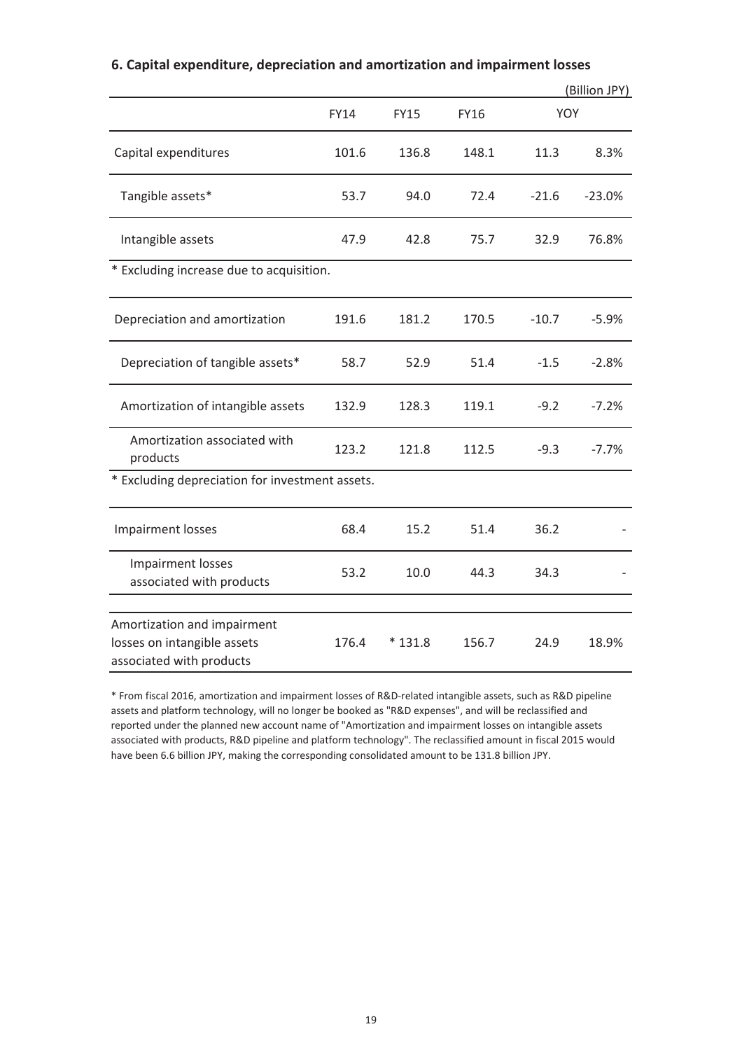## 6. Capital expenditure, depreciation and amortization and impairment losses

(Billion JPY)

| | FY14 | FY15 | FY16 | YOY | |
|---|---|---|---|---|---|
| Capital expenditures | 101.6 | 136.8 | 148.1 | 11.3 | 8.3% |
| Tangible assets* | 53.7 | 94.0 | 72.4 | -21.6 | -23.0% |
| Intangible assets | 47.9 | 42.8 | 75.7 | 32.9 | 76.8% |

\* Excluding increase due to acquisition.

| | FY14 | FY15 | FY16 | YOY | |
|---|---|---|---|---|---|
| Depreciation and amortization | 191.6 | 181.2 | 170.5 | -10.7 | -5.9% |
| Depreciation of tangible assets* | 58.7 | 52.9 | 51.4 | -1.5 | -2.8% |
| Amortization of intangible assets | 132.9 | 128.3 | 119.1 | -9.2 | -7.2% |
| Amortization associated with products | 123.2 | 121.8 | 112.5 | -9.3 | -7.7% |

\* Excluding depreciation for investment assets.

| | FY14 | FY15 | FY16 | YOY | |
|---|---|---|---|---|---|
| Impairment losses | 68.4 | 15.2 | 51.4 | 36.2 | - |
| Impairment losses associated with products | 53.2 | 10.0 | 44.3 | 34.3 | - |
| Amortization and impairment losses on intangible assets associated with products | 176.4 | * 131.8 | 156.7 | 24.9 | 18.9% |

\* From fiscal 2016, amortization and impairment losses of R&D-related intangible assets, such as R&D pipeline assets and platform technology, will no longer be booked as "R&D expenses", and will be reclassified and reported under the planned new account name of "Amortization and impairment losses on intangible assets associated with products, R&D pipeline and platform technology". The reclassified amount in fiscal 2015 would have been 6.6 billion JPY, making the corresponding consolidated amount to be 131.8 billion JPY.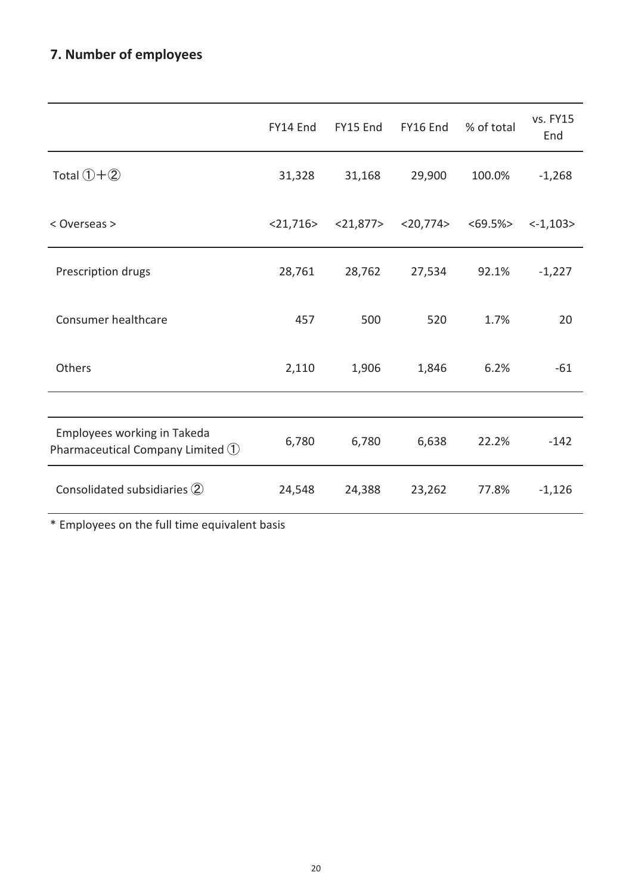## 7. Number of employees

| | FY14 End | FY15 End | FY16 End | % of total | vs. FY15 End |
|---|---|---|---|---|---|
| Total ①+② | 31,328 | 31,168 | 29,900 | 100.0% | -1,268 |
| < Overseas > | <21,716> | <21,877> | <20,774> | <69.5%> | <-1,103> |
| Prescription drugs | 28,761 | 28,762 | 27,534 | 92.1% | -1,227 |
| Consumer healthcare | 457 | 500 | 520 | 1.7% | 20 |
| Others | 2,110 | 1,906 | 1,846 | 6.2% | -61 |
| Employees working in Takeda Pharmaceutical Company Limited ① | 6,780 | 6,780 | 6,638 | 22.2% | -142 |
| Consolidated subsidiaries ② | 24,548 | 24,388 | 23,262 | 77.8% | -1,126 |

* Employees on the full time equivalent basis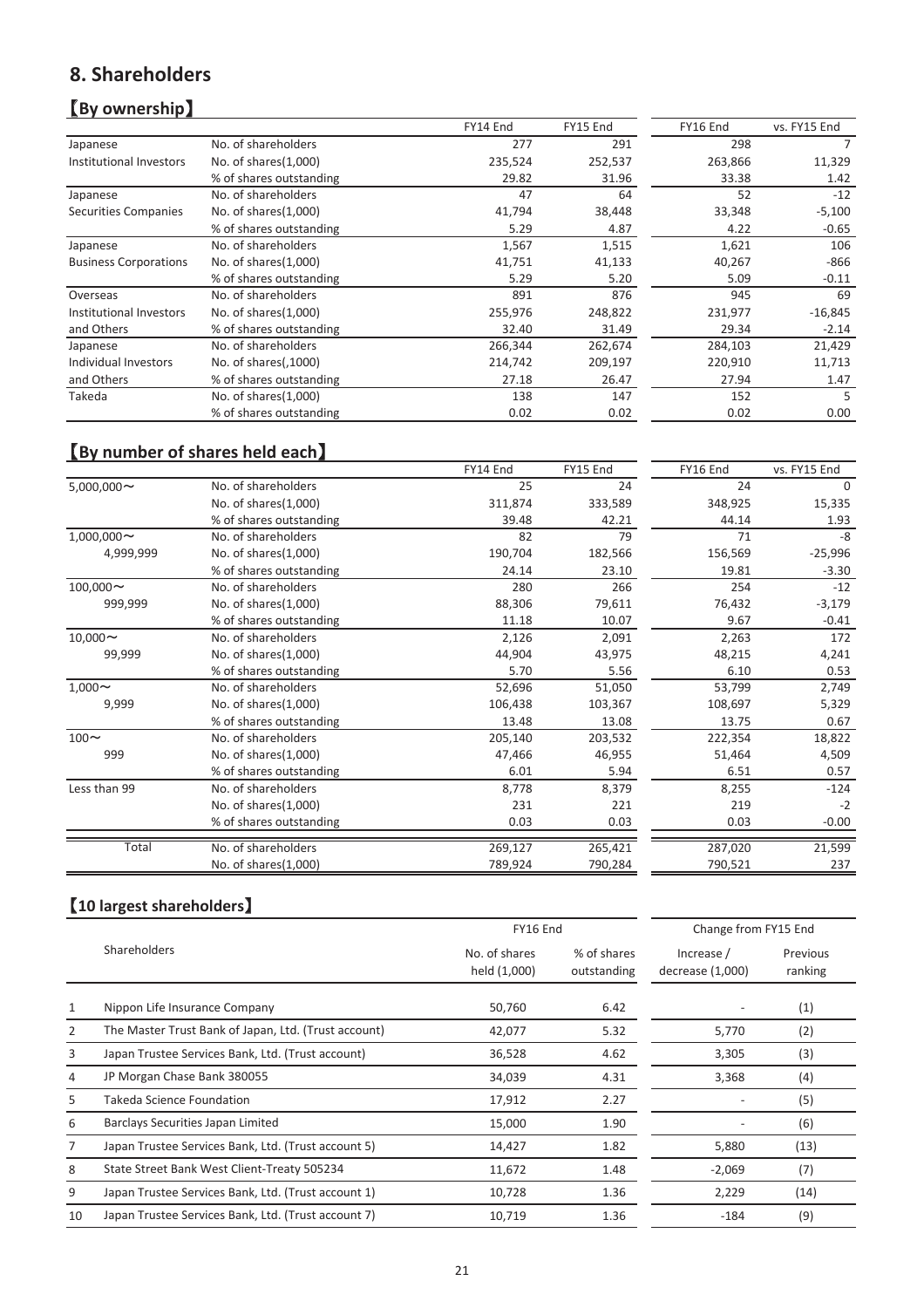# 8. Shareholders

## 【By ownership】

| | | FY14 End | FY15 End | FY16 End | vs. FY15 End |
|---|---|---|---|---|---|
| Japanese Institutional Investors | No. of shareholders | 277 | 291 | 298 | 7 |
| | No. of shares(1,000) | 235,524 | 252,537 | 263,866 | 11,329 |
| | % of shares outstanding | 29.82 | 31.96 | 33.38 | 1.42 |
| Japanese Securities Companies | No. of shareholders | 47 | 64 | 52 | -12 |
| | No. of shares(1,000) | 41,794 | 38,448 | 33,348 | -5,100 |
| | % of shares outstanding | 5.29 | 4.87 | 4.22 | -0.65 |
| Japanese Business Corporations | No. of shareholders | 1,567 | 1,515 | 1,621 | 106 |
| | No. of shares(1,000) | 41,751 | 41,133 | 40,267 | -866 |
| | % of shares outstanding | 5.29 | 5.20 | 5.09 | -0.11 |
| Overseas Institutional Investors and Others | No. of shareholders | 891 | 876 | 945 | 69 |
| | No. of shares(1,000) | 255,976 | 248,822 | 231,977 | -16,845 |
| | % of shares outstanding | 32.40 | 31.49 | 29.34 | -2.14 |
| Japanese Individual Investors and Others | No. of shareholders | 266,344 | 262,674 | 284,103 | 21,429 |
| | No. of shares(,1000) | 214,742 | 209,197 | 220,910 | 11,713 |
| | % of shares outstanding | 27.18 | 26.47 | 27.94 | 1.47 |
| Takeda | No. of shares(1,000) | 138 | 147 | 152 | 5 |
| | % of shares outstanding | 0.02 | 0.02 | 0.02 | 0.00 |

## 【By number of shares held each】

| | | FY14 End | FY15 End | FY16 End | vs. FY15 End |
|---|---|---|---|---|---|
| 5,000,000～ | No. of shareholders | 25 | 24 | 24 | 0 |
| | No. of shares(1,000) | 311,874 | 333,589 | 348,925 | 15,335 |
| | % of shares outstanding | 39.48 | 42.21 | 44.14 | 1.93 |
| 1,000,000～ 4,999,999 | No. of shareholders | 82 | 79 | 71 | -8 |
| | No. of shares(1,000) | 190,704 | 182,566 | 156,569 | -25,996 |
| | % of shares outstanding | 24.14 | 23.10 | 19.81 | -3.30 |
| 100,000～ 999,999 | No. of shareholders | 280 | 266 | 254 | -12 |
| | No. of shares(1,000) | 88,306 | 79,611 | 76,432 | -3,179 |
| | % of shares outstanding | 11.18 | 10.07 | 9.67 | -0.41 |
| 10,000～ 99,999 | No. of shareholders | 2,126 | 2,091 | 2,263 | 172 |
| | No. of shares(1,000) | 44,904 | 43,975 | 48,215 | 4,241 |
| | % of shares outstanding | 5.70 | 5.56 | 6.10 | 0.53 |
| 1,000～ 9,999 | No. of shareholders | 52,696 | 51,050 | 53,799 | 2,749 |
| | No. of shares(1,000) | 106,438 | 103,367 | 108,697 | 5,329 |
| | % of shares outstanding | 13.48 | 13.08 | 13.75 | 0.67 |
| 100～ 999 | No. of shareholders | 205,140 | 203,532 | 222,354 | 18,822 |
| | No. of shares(1,000) | 47,466 | 46,955 | 51,464 | 4,509 |
| | % of shares outstanding | 6.01 | 5.94 | 6.51 | 0.57 |
| Less than 99 | No. of shareholders | 8,778 | 8,379 | 8,255 | -124 |
| | No. of shares(1,000) | 231 | 221 | 219 | -2 |
| | % of shares outstanding | 0.03 | 0.03 | 0.03 | -0.00 |
| Total | No. of shareholders | 269,127 | 265,421 | 287,020 | 21,599 |
| | No. of shares(1,000) | 789,924 | 790,284 | 790,521 | 237 |

## 【10 largest shareholders】

| | Shareholders | FY16 End | | Change from FY15 End | |
|---|---|---|---|---|---|
| | | No. of shares held (1,000) | % of shares outstanding | Increase / decrease (1,000) | Previous ranking |
| 1 | Nippon Life Insurance Company | 50,760 | 6.42 | - | (1) |
| 2 | The Master Trust Bank of Japan, Ltd. (Trust account) | 42,077 | 5.32 | 5,770 | (2) |
| 3 | Japan Trustee Services Bank, Ltd. (Trust account) | 36,528 | 4.62 | 3,305 | (3) |
| 4 | JP Morgan Chase Bank 380055 | 34,039 | 4.31 | 3,368 | (4) |
| 5 | Takeda Science Foundation | 17,912 | 2.27 | - | (5) |
| 6 | Barclays Securities Japan Limited | 15,000 | 1.90 | - | (6) |
| 7 | Japan Trustee Services Bank, Ltd. (Trust account 5) | 14,427 | 1.82 | 5,880 | (13) |
| 8 | State Street Bank West Client-Treaty 505234 | 11,672 | 1.48 | -2,069 | (7) |
| 9 | Japan Trustee Services Bank, Ltd. (Trust account 1) | 10,728 | 1.36 | 2,229 | (14) |
| 10 | Japan Trustee Services Bank, Ltd. (Trust account 7) | 10,719 | 1.36 | -184 | (9) |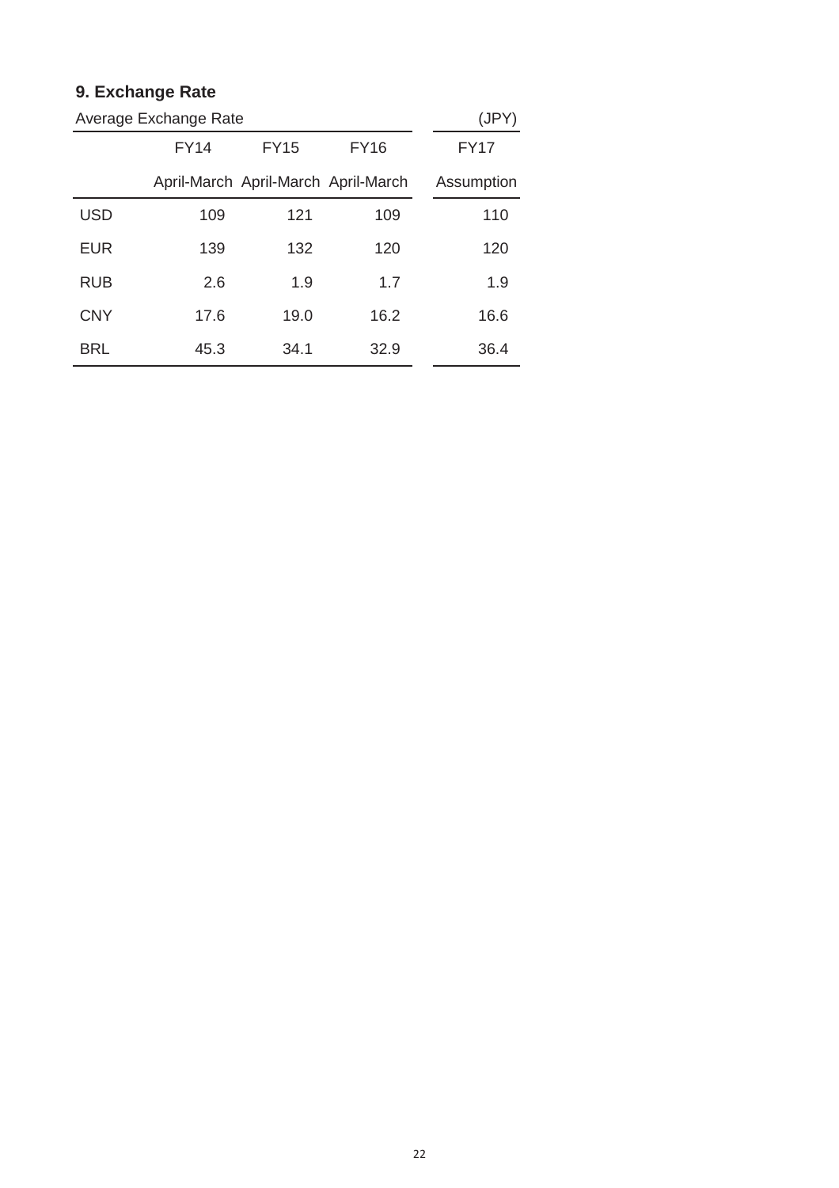## 9. Exchange Rate

Average Exchange Rate (JPY)

| | FY14 | FY15 | FY16 | FY17 |
|---|---|---|---|---|
| | April-March | April-March | April-March | Assumption |
| USD | 109 | 121 | 109 | 110 |
| EUR | 139 | 132 | 120 | 120 |
| RUB | 2.6 | 1.9 | 1.7 | 1.9 |
| CNY | 17.6 | 19.0 | 16.2 | 16.6 |
| BRL | 45.3 | 34.1 | 32.9 | 36.4 |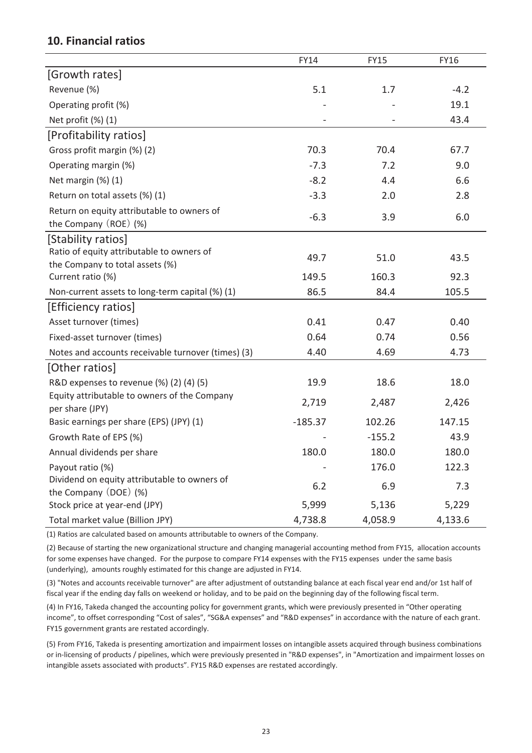## 10. Financial ratios

| | FY14 | FY15 | FY16 |
|---|---|---|---|
| [Growth rates] | | | |
| Revenue (%) | 5.1 | 1.7 | -4.2 |
| Operating profit (%) | - | - | 19.1 |
| Net profit (%) (1) | - | - | 43.4 |
| [Profitability ratios] | | | |
| Gross profit margin (%) (2) | 70.3 | 70.4 | 67.7 |
| Operating margin (%) | -7.3 | 7.2 | 9.0 |
| Net margin (%) (1) | -8.2 | 4.4 | 6.6 |
| Return on total assets (%) (1) | -3.3 | 2.0 | 2.8 |
| Return on equity attributable to owners of the Company（ROE）(%) | -6.3 | 3.9 | 6.0 |
| [Stability ratios] | | | |
| Ratio of equity attributable to owners of the Company to total assets (%) | 49.7 | 51.0 | 43.5 |
| Current ratio (%) | 149.5 | 160.3 | 92.3 |
| Non-current assets to long-term capital (%) (1) | 86.5 | 84.4 | 105.5 |
| [Efficiency ratios] | | | |
| Asset turnover (times) | 0.41 | 0.47 | 0.40 |
| Fixed-asset turnover (times) | 0.64 | 0.74 | 0.56 |
| Notes and accounts receivable turnover (times) (3) | 4.40 | 4.69 | 4.73 |
| [Other ratios] | | | |
| R&D expenses to revenue (%) (2) (4) (5) | 19.9 | 18.6 | 18.0 |
| Equity attributable to owners of the Company per share (JPY) | 2,719 | 2,487 | 2,426 |
| Basic earnings per share (EPS) (JPY) (1) | -185.37 | 102.26 | 147.15 |
| Growth Rate of EPS (%) | - | -155.2 | 43.9 |
| Annual dividends per share | 180.0 | 180.0 | 180.0 |
| Payout ratio (%) | - | 176.0 | 122.3 |
| Dividend on equity attributable to owners of the Company（DOE）(%) | 6.2 | 6.9 | 7.3 |
| Stock price at year-end (JPY) | 5,999 | 5,136 | 5,229 |
| Total market value (Billion JPY) | 4,738.8 | 4,058.9 | 4,133.6 |

(1) Ratios are calculated based on amounts attributable to owners of the Company.

(2) Because of starting the new organizational structure and changing managerial accounting method from FY15, allocation accounts for some expenses have changed. For the purpose to compare FY14 expenses with the FY15 expenses under the same basis (underlying), amounts roughly estimated for this change are adjusted in FY14.

(3) "Notes and accounts receivable turnover" are after adjustment of outstanding balance at each fiscal year end and/or 1st half of fiscal year if the ending day falls on weekend or holiday, and to be paid on the beginning day of the following fiscal term.

(4) In FY16, Takeda changed the accounting policy for government grants, which were previously presented in "Other operating income", to offset corresponding "Cost of sales", "SG&A expenses" and "R&D expenses" in accordance with the nature of each grant. FY15 government grants are restated accordingly.

(5) From FY16, Takeda is presenting amortization and impairment losses on intangible assets acquired through business combinations or in-licensing of products / pipelines, which were previously presented in "R&D expenses", in "Amortization and impairment losses on intangible assets associated with products". FY15 R&D expenses are restated accordingly.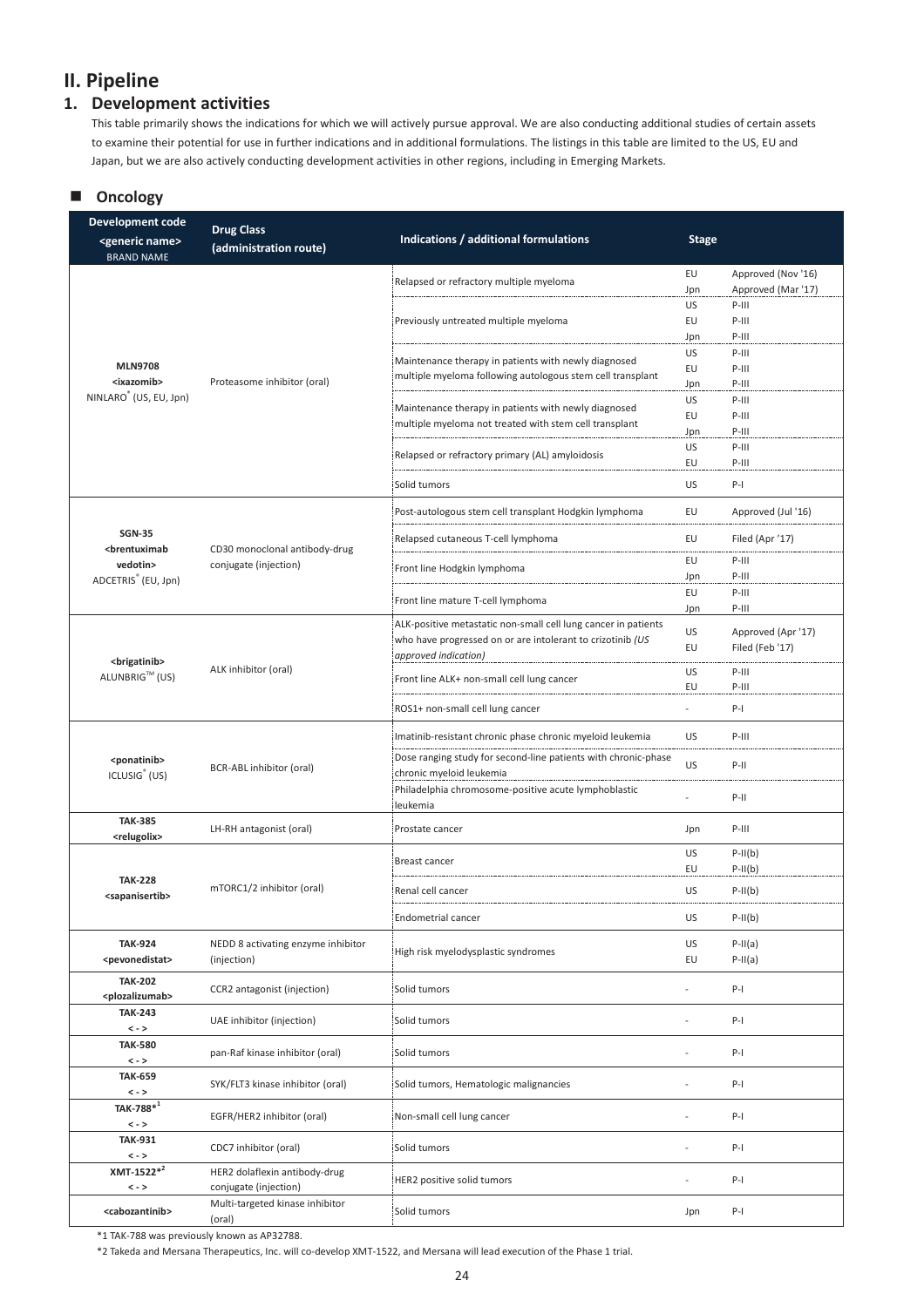# II. Pipeline

## 1. Development activities

This table primarily shows the indications for which we will actively pursue approval. We are also conducting additional studies of certain assets to examine their potential for use in further indications and in additional formulations. The listings in this table are limited to the US, EU and Japan, but we are also actively conducting development activities in other regions, including in Emerging Markets.

### ■ Oncology

| Development code <generic name> BRAND NAME | Drug Class (administration route) | Indications / additional formulations | Stage | |
|---|---|---|---|---|
| **MLN9708** **<ixazomib>** NINLARO® (US, EU, Jpn) | Proteasome inhibitor (oral) | Relapsed or refractory multiple myeloma | EU | Approved (Nov '16) |
| | | | Jpn | Approved (Mar '17) |
| | | Previously untreated multiple myeloma | US | P-III |
| | | | EU | P-III |
| | | | Jpn | P-III |
| | | Maintenance therapy in patients with newly diagnosed multiple myeloma following autologous stem cell transplant | US | P-III |
| | | | EU | P-III |
| | | | Jpn | P-III |
| | | Maintenance therapy in patients with newly diagnosed multiple myeloma not treated with stem cell transplant | US | P-III |
| | | | EU | P-III |
| | | | Jpn | P-III |
| | | Relapsed or refractory primary (AL) amyloidosis | US | P-III |
| | | | EU | P-III |
| | | Solid tumors | US | P-I |
| **SGN-35** **<brentuximab vedotin>** ADCETRIS® (EU, Jpn) | CD30 monoclonal antibody-drug conjugate (injection) | Post-autologous stem cell transplant Hodgkin lymphoma | EU | Approved (Jul '16) |
| | | Relapsed cutaneous T-cell lymphoma | EU | Filed (Apr '17) |
| | | Front line Hodgkin lymphoma | EU | P-III |
| | | | Jpn | P-III |
| | | Front line mature T-cell lymphoma | EU | P-III |
| | | | Jpn | P-III |
| **<brigatinib>** ALUNBRIG™ (US) | ALK inhibitor (oral) | ALK-positive metastatic non-small cell lung cancer in patients who have progressed on or are intolerant to crizotinib *(US approved indication)* | US | Approved (Apr '17) |
| | | | EU | Filed (Feb '17) |
| | | Front line ALK+ non-small cell lung cancer | US | P-III |
| | | | EU | P-III |
| | | ROS1+ non-small cell lung cancer | - | P-I |
| **<ponatinib>** ICLUSIG® (US) | BCR-ABL inhibitor (oral) | Imatinib-resistant chronic phase chronic myeloid leukemia | US | P-III |
| | | Dose ranging study for second-line patients with chronic-phase chronic myeloid leukemia | US | P-II |
| | | Philadelphia chromosome-positive acute lymphoblastic leukemia | - | P-II |
| **TAK-385** **<relugolix>** | LH-RH antagonist (oral) | Prostate cancer | Jpn | P-III |
| **TAK-228** **<sapanisertib>** | mTORC1/2 inhibitor (oral) | Breast cancer | US | P-II(b) |
| | | | EU | P-II(b) |
| | | Renal cell cancer | US | P-II(b) |
| | | Endometrial cancer | US | P-II(b) |
| **TAK-924** **<pevonedistat>** | NEDD 8 activating enzyme inhibitor (injection) | High risk myelodysplastic syndromes | US | P-II(a) |
| | | | EU | P-II(a) |
| **TAK-202** **<plozalizumab>** | CCR2 antagonist (injection) | Solid tumors | - | P-I |
| **TAK-243** **< - >** | UAE inhibitor (injection) | Solid tumors | - | P-I |
| **TAK-580** **< - >** | pan-Raf kinase inhibitor (oral) | Solid tumors | - | P-I |
| **TAK-659** **< - >** | SYK/FLT3 kinase inhibitor (oral) | Solid tumors, Hematologic malignancies | - | P-I |
| **TAK-788*[1]** **< - >** | EGFR/HER2 inhibitor (oral) | Non-small cell lung cancer | - | P-I |
| **TAK-931** **< - >** | CDC7 inhibitor (oral) | Solid tumors | - | P-I |
| **XMT-1522*[2]** **< - >** | HER2 dolaflexin antibody-drug conjugate (injection) | HER2 positive solid tumors | - | P-I |
| **<cabozantinib>** | Multi-targeted kinase inhibitor (oral) | Solid tumors | Jpn | P-I |

*1 TAK-788 was previously known as AP32788.

*2 Takeda and Mersana Therapeutics, Inc. will co-develop XMT-1522, and Mersana will lead execution of the Phase 1 trial.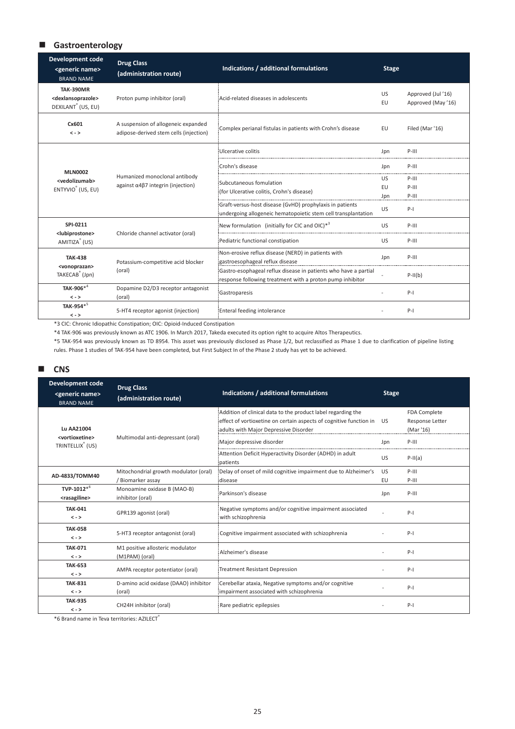## Gastroenterology

| Development code <generic name> BRAND NAME | Drug Class (administration route) | Indications / additional formulations | Stage | |
|---|---|---|---|---|
| **TAK-390MR** **<dexlansoprazole>** DEXILANT® (US, EU) | Proton pump inhibitor (oral) | Acid-related diseases in adolescents | US<br>EU | Approved (Jul '16)<br>Approved (May '16) |
| **Cx601** **< - >** | A suspension of allogeneic expanded adipose-derived stem cells (injection) | Complex perianal fistulas in patients with Crohn's disease | EU | Filed (Mar '16) |
| **MLN0002** **<vedolizumab>** ENTYVIO® (US, EU) | Humanized monoclonal antibody against α4β7 integrin (injection) | Ulcerative colitis | Jpn | P-III |
| | | Crohn's disease | Jpn | P-III |
| | | Subcutaneous fomulation (for Ulcerative colitis, Crohn's disease) | US<br>EU<br>Jpn | P-III<br>P-III<br>P-III |
| | | Graft-versus-host disease (GvHD) prophylaxis in patients undergoing allogeneic hematopoietic stem cell transplantation | US | P-I |
| **SPI-0211** **<lubiprostone>** AMITIZA® (US) | Chloride channel activator (oral) | New formulation (initially for CIC and OIC)*3 | US | P-III |
| | | Pediatric functional constipation | US | P-III |
| **TAK-438** **<vonoprazan>** TAKECAB® (Jpn) | Potassium-competitive acid blocker (oral) | Non-erosive reflux disease (NERD) in patients with gastroesophageal reflux disease | Jpn | P-III |
| | | Gastro-esophageal reflux disease in patients who have a partial response following treatment with a proton pump inhibitor | - | P-II(b) |
| **TAK-906***4 **< - >** | Dopamine D2/D3 receptor antagonist (oral) | Gastroparesis | - | P-I |
| **TAK-954***5 **< - >** | 5-HT4 receptor agonist (injection) | Enteral feeding intolerance | - | P-I |

*3 CIC: Chronic Idiopathic Constipation; OIC: Opioid-Induced Constipation

*4 TAK-906 was previously known as ATC 1906. In March 2017, Takeda executed its option right to acquire Altos Therapeutics.

*5 TAK-954 was previously known as TD 8954. This asset was previously disclosed as Phase 1/2, but reclassified as Phase 1 due to clarification of pipeline listing rules. Phase 1 studies of TAK-954 have been completed, but First Subject In of the Phase 2 study has yet to be achieved.

## CNS

| Development code <generic name> BRAND NAME | Drug Class (administration route) | Indications / additional formulations | Stage | |
|---|---|---|---|---|
| **Lu AA21004** **<vortioxetine>** TRINTELLIX® (US) | Multimodal anti-depressant (oral) | Addition of clinical data to the product label regarding the effect of vortioxetine on certain aspects of cognitive function in adults with Major Depressive Disorder | US | FDA Complete Response Letter (Mar '16) |
| | | Major depressive disorder | Jpn | P-III |
| | | Attention Deficit Hyperactivity Disorder (ADHD) in adult patients | US | P-II(a) |
| **AD-4833/TOMM40** | Mitochondrial growth modulator (oral) / Biomarker assay | Delay of onset of mild cognitive impairment due to Alzheimer's disease | US<br>EU | P-III<br>P-III |
| **TVP-1012***6 **<rasagiline>** | Monoamine oxidase B (MAO-B) inhibitor (oral) | Parkinson's disease | Jpn | P-III |
| **TAK-041** **< - >** | GPR139 agonist (oral) | Negative symptoms and/or cognitive impairment associated with schizophrenia | - | P-I |
| **TAK-058** **< - >** | 5-HT3 receptor antagonist (oral) | Cognitive impairment associated with schizophrenia | - | P-I |
| **TAK-071** **< - >** | M1 positive allosteric modulator (M1PAM) (oral) | Alzheimer's disease | - | P-I |
| **TAK-653** **< - >** | AMPA receptor potentiator (oral) | Treatment Resistant Depression | - | P-I |
| **TAK-831** **< - >** | D-amino acid oxidase (DAAO) inhibitor (oral) | Cerebellar ataxia, Negative symptoms and/or cognitive impairment associated with schizophrenia | - | P-I |
| **TAK-935** **< - >** | CH24H inhibitor (oral) | Rare pediatric epilepsies | - | P-I |

*6 Brand name in Teva territories: AZILECT®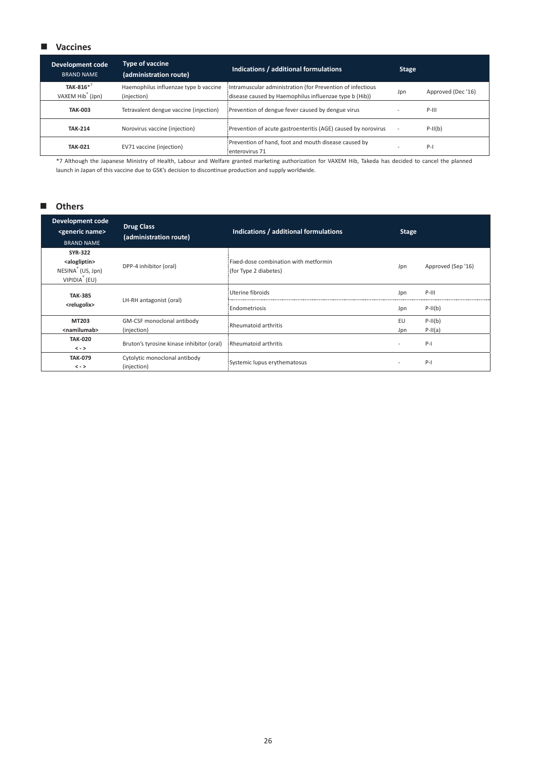## ■ Vaccines

| Development code<br>BRAND NAME | Type of vaccine<br>(administration route) | Indications / additional formulations | Stage | |
|---|---|---|---|---|
| **TAK-816***7<br>VAXEM Hib® (Jpn) | Haemophilus influenzae type b vaccine (injection) | Intramuscular administration (for Prevention of infectious disease caused by Haemophilus influenzae type b (Hib)) | Jpn | Approved (Dec '16) |
| **TAK-003** | Tetravalent dengue vaccine (injection) | Prevention of dengue fever caused by dengue virus | - | P-III |
| **TAK-214** | Norovirus vaccine (injection) | Prevention of acute gastroenteritis (AGE) caused by norovirus | - | P-II(b) |
| **TAK-021** | EV71 vaccine (injection) | Prevention of hand, foot and mouth disease caused by enterovirus 71 | - | P-I |

*7 Although the Japanese Ministry of Health, Labour and Welfare granted marketing authorization for VAXEM Hib, Takeda has decided to cancel the planned launch in Japan of this vaccine due to GSK's decision to discontinue production and supply worldwide.

## ■ Others

| Development code<br><generic name><br>BRAND NAME | Drug Class<br>(administration route) | Indications / additional formulations | Stage | |
|---|---|---|---|---|
| **SYR-322**<br>**<alogliptin>**<br>NESINA® (US, Jpn)<br>VIPIDIA® (EU) | DPP-4 inhibitor (oral) | Fixed-dose combination with metformin (for Type 2 diabetes) | Jpn | Approved (Sep '16) |
| **TAK-385**<br>**<relugolix>** | LH-RH antagonist (oral) | Uterine fibroids | Jpn | P-III |
| | | Endometriosis | Jpn | P-II(b) |
| **MT203**<br>**<namilumab>** | GM-CSF monoclonal antibody (injection) | Rheumatoid arthritis | EU<br>Jpn | P-II(b)<br>P-II(a) |
| **TAK-020**<br>**< - >** | Bruton's tyrosine kinase inhibitor (oral) | Rheumatoid arthritis | - | P-I |
| **TAK-079**<br>**< - >** | Cytolytic monoclonal antibody (injection) | Systemic lupus erythematosus | - | P-I |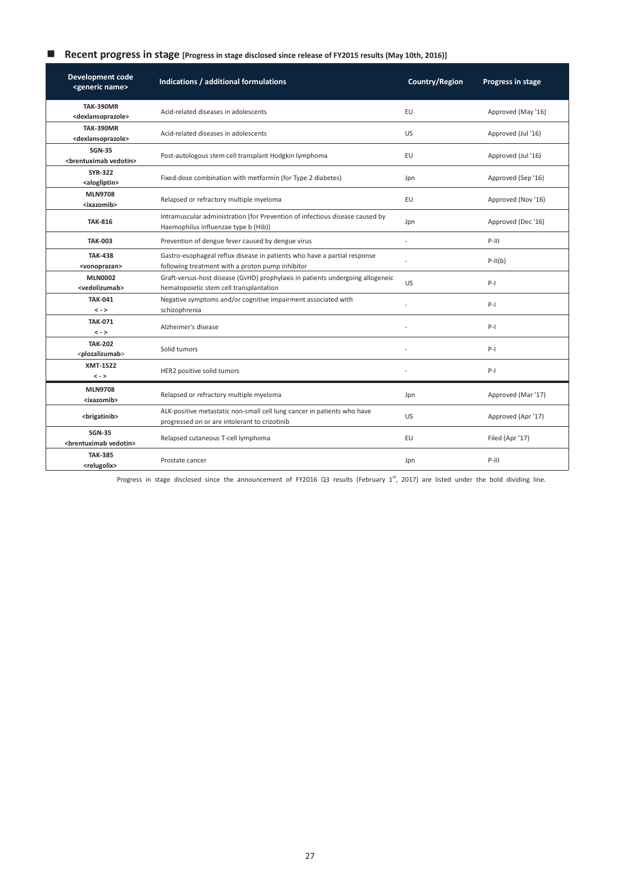## ■ Recent progress in stage [Progress in stage disclosed since release of FY2015 results (May 10th, 2016)]

| Development code <generic name> | Indications / additional formulations | Country/Region | Progress in stage |
|---|---|---|---|
| **TAK-390MR** **<dexlansoprazole>** | Acid-related diseases in adolescents | EU | Approved (May '16) |
| **TAK-390MR** **<dexlansoprazole>** | Acid-related diseases in adolescents | US | Approved (Jul '16) |
| **SGN-35** **<brentuximab vedotin>** | Post-autologous stem cell transplant Hodgkin lymphoma | EU | Approved (Jul '16) |
| **SYR-322** **<alogliptin>** | Fixed-dose combination with metformin (for Type 2 diabetes) | Jpn | Approved (Sep '16) |
| **MLN9708** **<ixazomib>** | Relapsed or refractory multiple myeloma | EU | Approved (Nov '16) |
| **TAK-816** | Intramuscular administration (for Prevention of infectious disease caused by Haemophilus influenzae type b (Hib)) | Jpn | Approved (Dec '16) |
| **TAK-003** | Prevention of dengue fever caused by dengue virus | - | P-III |
| **TAK-438** **<vonoprazan>** | Gastro-esophageal reflux disease in patients who have a partial response following treatment with a proton pump inhibitor | - | P-II(b) |
| **MLN0002** **<vedolizumab>** | Graft-versus-host disease (GvHD) prophylaxis in patients undergoing allogeneic hematopoietic stem cell transplantation | US | P-I |
| **TAK-041** **< - >** | Negative symptoms and/or cognitive impairment associated with schizophrenia | - | P-I |
| **TAK-071** **< - >** | Alzheimer's disease | - | P-I |
| **TAK-202** **<plozalizumab>** | Solid tumors | - | P-I |
| **XMT-1522** **< - >** | HER2 positive solid tumors | - | P-I |
| **MLN9708** **<ixazomib>** | Relapsed or refractory multiple myeloma | Jpn | Approved (Mar '17) |
| **<brigatinib>** | ALK-positive metastatic non-small cell lung cancer in patients who have progressed on or are intolerant to crizotinib | US | Approved (Apr '17) |
| **SGN-35** **<brentuximab vedotin>** | Relapsed cutaneous T-cell lymphoma | EU | Filed (Apr '17) |
| **TAK-385** **<relugolix>** | Prostate cancer | Jpn | P-III |

Progress in stage disclosed since the announcement of FY2016 Q3 results (February 1st, 2017) are listed under the bold dividing line.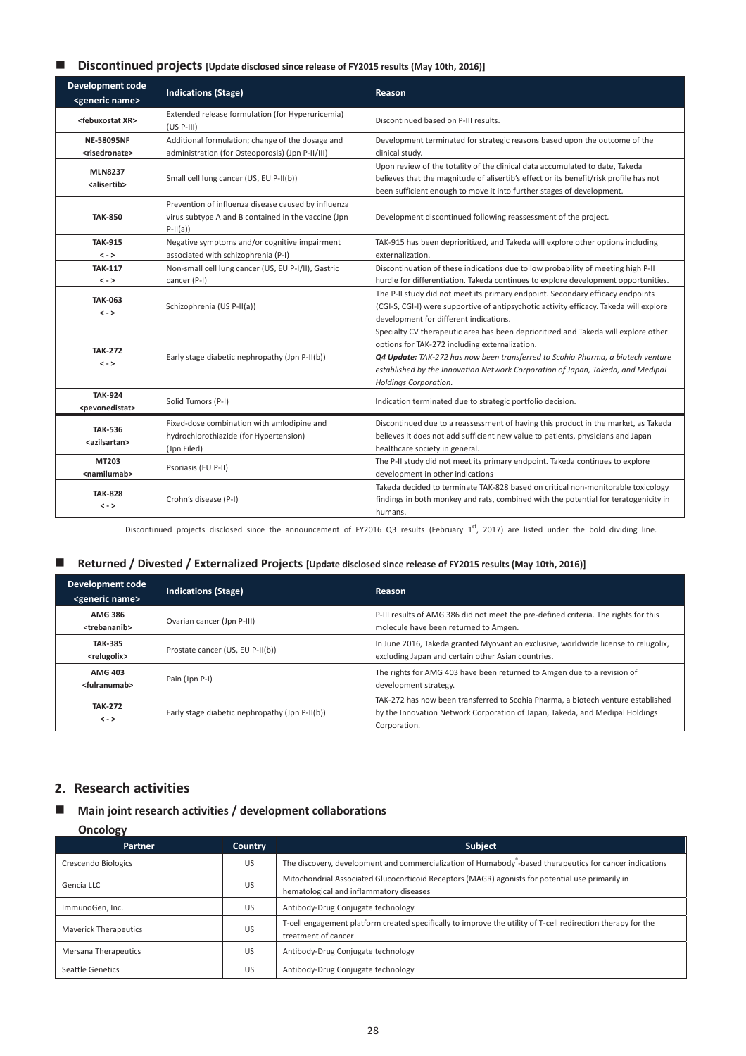## ■ Discontinued projects [Update disclosed since release of FY2015 results (May 10th, 2016)]

| Development code <generic name> | Indications (Stage) | Reason |
|---|---|---|
| <febuxostat XR> | Extended release formulation (for Hyperuricemia) (US P-III) | Discontinued based on P-III results. |
| NE-58095NF <risedronate> | Additional formulation; change of the dosage and administration (for Osteoporosis) (Jpn P-II/III) | Development terminated for strategic reasons based upon the outcome of the clinical study. |
| MLN8237 <alisertib> | Small cell lung cancer (US, EU P-II(b)) | Upon review of the totality of the clinical data accumulated to date, Takeda believes that the magnitude of alisertib's effect or its benefit/risk profile has not been sufficient enough to move it into further stages of development. |
| TAK-850 | Prevention of influenza disease caused by influenza virus subtype A and B contained in the vaccine (Jpn P-II(a)) | Development discontinued following reassessment of the project. |
| TAK-915 < - > | Negative symptoms and/or cognitive impairment associated with schizophrenia (P-I) | TAK-915 has been deprioritized, and Takeda will explore other options including externalization. |
| TAK-117 < - > | Non-small cell lung cancer (US, EU P-I/II), Gastric cancer (P-I) | Discontinuation of these indications due to low probability of meeting high P-II hurdle for differentiation. Takeda continues to explore development opportunities. |
| TAK-063 < - > | Schizophrenia (US P-II(a)) | The P-II study did not meet its primary endpoint. Secondary efficacy endpoints (CGI-S, CGI-I) were supportive of antipsychotic activity efficacy. Takeda will explore development for different indications. |
| TAK-272 < - > | Early stage diabetic nephropathy (Jpn P-II(b)) | Specialty CV therapeutic area has been deprioritized and Takeda will explore other options for TAK-272 including externalization. ***Q4 Update:*** *TAK-272 has now been transferred to Scohia Pharma, a biotech venture established by the Innovation Network Corporation of Japan, Takeda, and Medipal Holdings Corporation.* |
| TAK-924 <pevonedistat> | Solid Tumors (P-I) | Indication terminated due to strategic portfolio decision. |
| TAK-536 <azilsartan> | Fixed-dose combination with amlodipine and hydrochlorothiazide (for Hypertension) (Jpn Filed) | Discontinued due to a reassessment of having this product in the market, as Takeda believes it does not add sufficient new value to patients, physicians and Japan healthcare society in general. |
| MT203 <namilumab> | Psoriasis (EU P-II) | The P-II study did not meet its primary endpoint. Takeda continues to explore development in other indications |
| TAK-828 < - > | Crohn's disease (P-I) | Takeda decided to terminate TAK-828 based on critical non-monitorable toxicology findings in both monkey and rats, combined with the potential for teratogenicity in humans. |

Discontinued projects disclosed since the announcement of FY2016 Q3 results (February 1st, 2017) are listed under the bold dividing line.

## ■ Returned / Divested / Externalized Projects [Update disclosed since release of FY2015 results (May 10th, 2016)]

| Development code <generic name> | Indications (Stage) | Reason |
|---|---|---|
| AMG 386 <trebananib> | Ovarian cancer (Jpn P-III) | P-III results of AMG 386 did not meet the pre-defined criteria. The rights for this molecule have been returned to Amgen. |
| TAK-385 <relugolix> | Prostate cancer (US, EU P-II(b)) | In June 2016, Takeda granted Myovant an exclusive, worldwide license to relugolix, excluding Japan and certain other Asian countries. |
| AMG 403 <fulranumab> | Pain (Jpn P-I) | The rights for AMG 403 have been returned to Amgen due to a revision of development strategy. |
| TAK-272 < - > | Early stage diabetic nephropathy (Jpn P-II(b)) | TAK-272 has now been transferred to Scohia Pharma, a biotech venture established by the Innovation Network Corporation of Japan, Takeda, and Medipal Holdings Corporation. |

## 2. Research activities

### ■ Main joint research activities / development collaborations

**Oncology**

| Partner | Country | Subject |
|---|---|---|
| Crescendo Biologics | US | The discovery, development and commercialization of Humabody®-based therapeutics for cancer indications |
| Gencia LLC | US | Mitochondrial Associated Glucocorticoid Receptors (MAGR) agonists for potential use primarily in hematological and inflammatory diseases |
| ImmunoGen, Inc. | US | Antibody-Drug Conjugate technology |
| Maverick Therapeutics | US | T-cell engagement platform created specifically to improve the utility of T-cell redirection therapy for the treatment of cancer |
| Mersana Therapeutics | US | Antibody-Drug Conjugate technology |
| Seattle Genetics | US | Antibody-Drug Conjugate technology |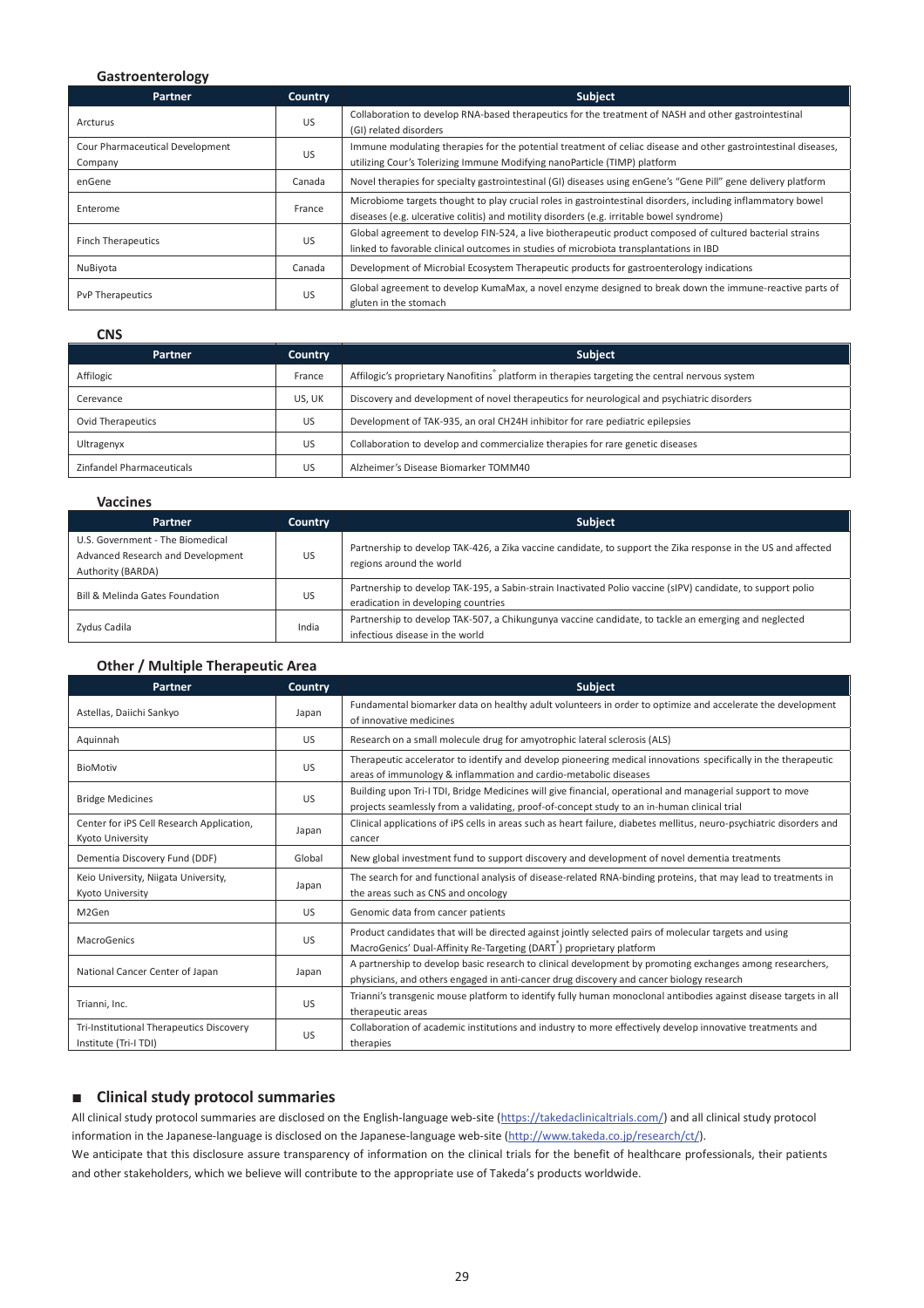### Gastroenterology

| Partner | Country | Subject |
| --- | --- | --- |
| Arcturus | US | Collaboration to develop RNA-based therapeutics for the treatment of NASH and other gastrointestinal (GI) related disorders |
| Cour Pharmaceutical Development Company | US | Immune modulating therapies for the potential treatment of celiac disease and other gastrointestinal diseases, utilizing Cour's Tolerizing Immune Modifying nanoParticle (TIMP) platform |
| enGene | Canada | Novel therapies for specialty gastrointestinal (GI) diseases using enGene's "Gene Pill" gene delivery platform |
| Enterome | France | Microbiome targets thought to play crucial roles in gastrointestinal disorders, including inflammatory bowel diseases (e.g. ulcerative colitis) and motility disorders (e.g. irritable bowel syndrome) |
| Finch Therapeutics | US | Global agreement to develop FIN-524, a live biotherapeutic product composed of cultured bacterial strains linked to favorable clinical outcomes in studies of microbiota transplantations in IBD |
| NuBiyota | Canada | Development of Microbial Ecosystem Therapeutic products for gastroenterology indications |
| PvP Therapeutics | US | Global agreement to develop KumaMax, a novel enzyme designed to break down the immune-reactive parts of gluten in the stomach |

### CNS

| Partner | Country | Subject |
| --- | --- | --- |
| Affilogic | France | Affilogic's proprietary Nanofitins® platform in therapies targeting the central nervous system |
| Cerevance | US, UK | Discovery and development of novel therapeutics for neurological and psychiatric disorders |
| Ovid Therapeutics | US | Development of TAK-935, an oral CH24H inhibitor for rare pediatric epilepsies |
| Ultragenyx | US | Collaboration to develop and commercialize therapies for rare genetic diseases |
| Zinfandel Pharmaceuticals | US | Alzheimer's Disease Biomarker TOMM40 |

### Vaccines

| Partner | Country | Subject |
| --- | --- | --- |
| U.S. Government - The Biomedical Advanced Research and Development Authority (BARDA) | US | Partnership to develop TAK-426, a Zika vaccine candidate, to support the Zika response in the US and affected regions around the world |
| Bill & Melinda Gates Foundation | US | Partnership to develop TAK-195, a Sabin-strain Inactivated Polio vaccine (sIPV) candidate, to support polio eradication in developing countries |
| Zydus Cadila | India | Partnership to develop TAK-507, a Chikungunya vaccine candidate, to tackle an emerging and neglected infectious disease in the world |

### Other / Multiple Therapeutic Area

| Partner | Country | Subject |
| --- | --- | --- |
| Astellas, Daiichi Sankyo | Japan | Fundamental biomarker data on healthy adult volunteers in order to optimize and accelerate the development of innovative medicines |
| Aquinnah | US | Research on a small molecule drug for amyotrophic lateral sclerosis (ALS) |
| BioMotiv | US | Therapeutic accelerator to identify and develop pioneering medical innovations specifically in the therapeutic areas of immunology & inflammation and cardio-metabolic diseases |
| Bridge Medicines | US | Building upon Tri-I TDI, Bridge Medicines will give financial, operational and managerial support to move projects seamlessly from a validating, proof-of-concept study to an in-human clinical trial |
| Center for iPS Cell Research Application, Kyoto University | Japan | Clinical applications of iPS cells in areas such as heart failure, diabetes mellitus, neuro-psychiatric disorders and cancer |
| Dementia Discovery Fund (DDF) | Global | New global investment fund to support discovery and development of novel dementia treatments |
| Keio University, Niigata University, Kyoto University | Japan | The search for and functional analysis of disease-related RNA-binding proteins, that may lead to treatments in the areas such as CNS and oncology |
| M2Gen | US | Genomic data from cancer patients |
| MacroGenics | US | Product candidates that will be directed against jointly selected pairs of molecular targets and using MacroGenics' Dual-Affinity Re-Targeting (DART®) proprietary platform |
| National Cancer Center of Japan | Japan | A partnership to develop basic research to clinical development by promoting exchanges among researchers, physicians, and others engaged in anti-cancer drug discovery and cancer biology research |
| Trianni, Inc. | US | Trianni's transgenic mouse platform to identify fully human monoclonal antibodies against disease targets in all therapeutic areas |
| Tri-Institutional Therapeutics Discovery Institute (Tri-I TDI) | US | Collaboration of academic institutions and industry to more effectively develop innovative treatments and therapies |

## ■ Clinical study protocol summaries

All clinical study protocol summaries are disclosed on the English-language web-site (https://takedaclinicaltrials.com/) and all clinical study protocol information in the Japanese-language is disclosed on the Japanese-language web-site (http://www.takeda.co.jp/research/ct/).

We anticipate that this disclosure assure transparency of information on the clinical trials for the benefit of healthcare professionals, their patients and other stakeholders, which we believe will contribute to the appropriate use of Takeda's products worldwide.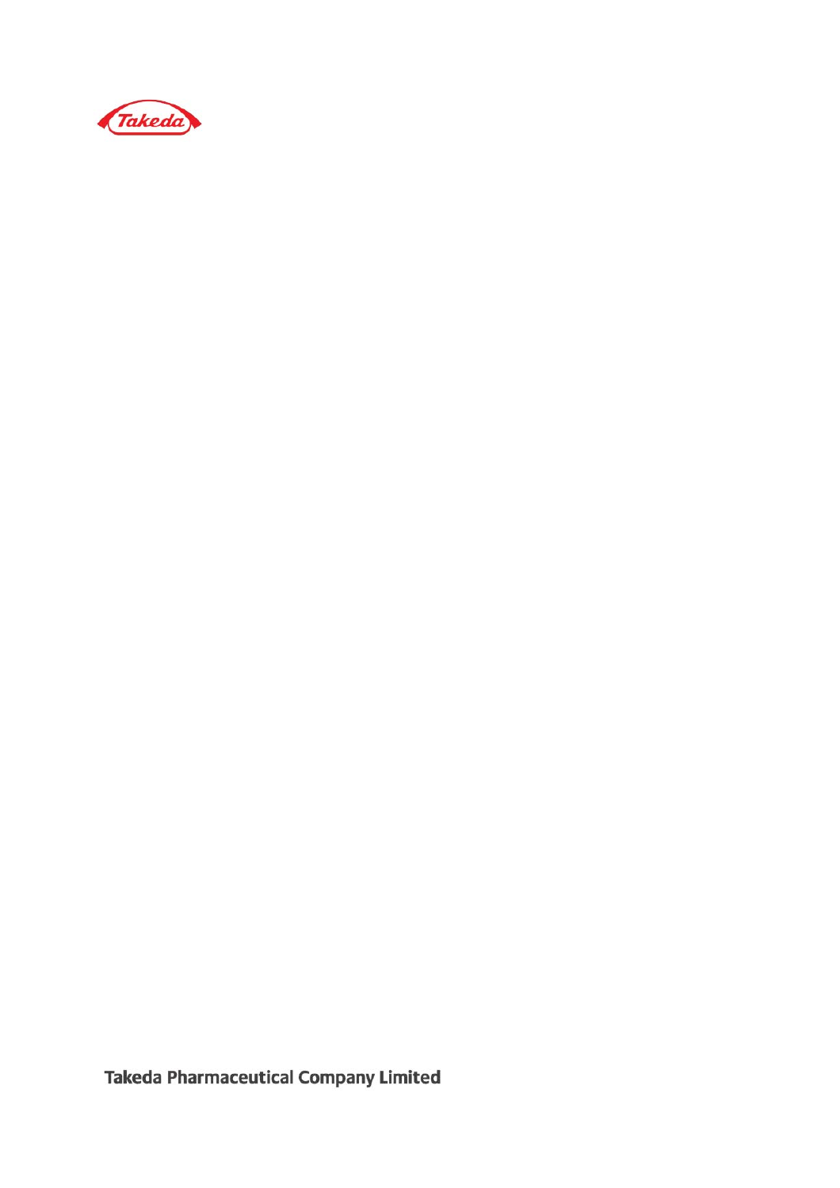Takeda Pharmaceutical Company Limited